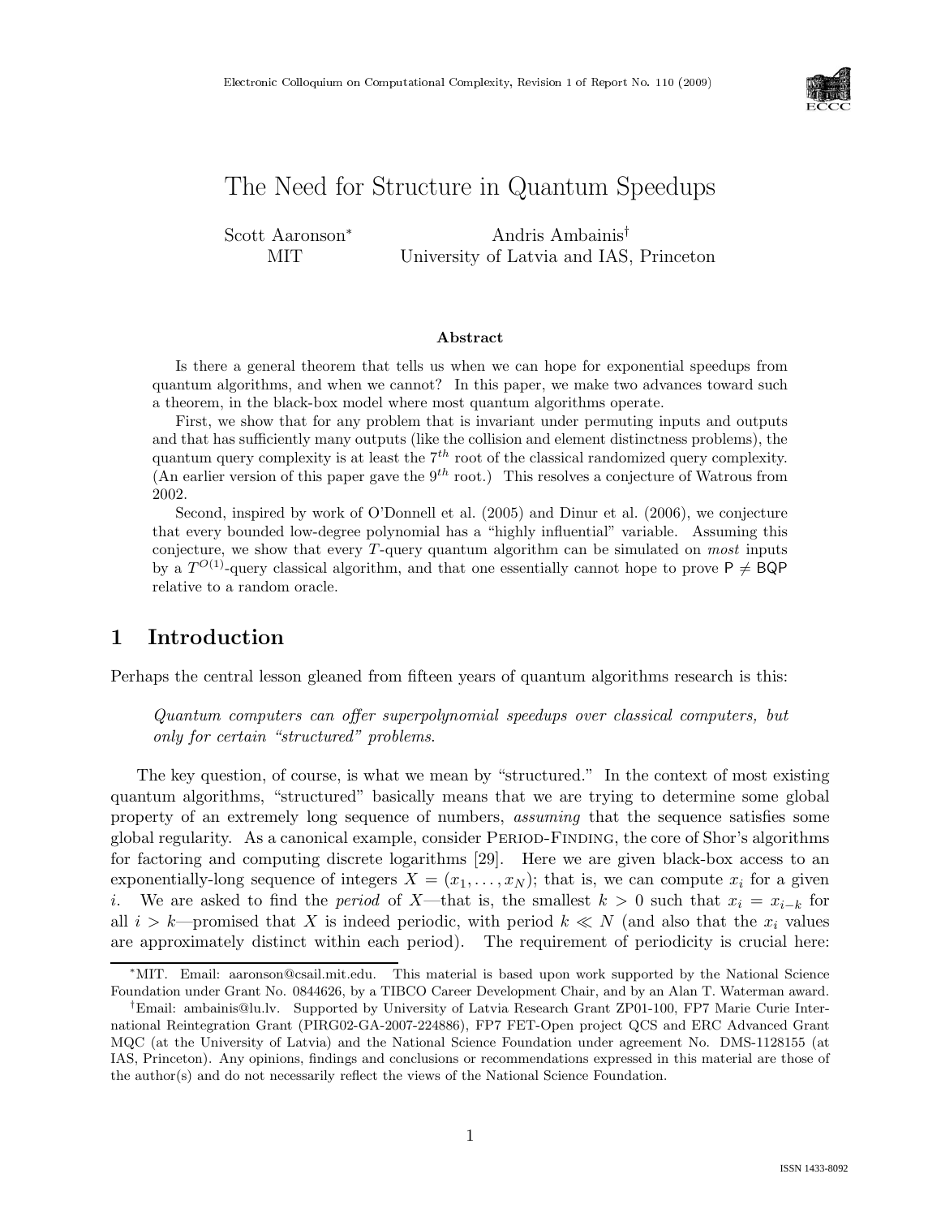# The Need for Structure in Quantum Speedups

Scott Aaronson[*]  
MIT

Andris Ambainis[†]  
University of Latvia and IAS, Princeton

### Abstract

Is there a general theorem that tells us when we can hope for exponential speedups from quantum algorithms, and when we cannot? In this paper, we make two advances toward such a theorem, in the black-box model where most quantum algorithms operate.

First, we show that for any problem that is invariant under permuting inputs and outputs and that has sufficiently many outputs (like the collision and element distinctness problems), the quantum query complexity is at least the $7^{th}$ root of the classical randomized query complexity. (An earlier version of this paper gave the $9^{th}$ root.) This resolves a conjecture of Watrous from 2002.

Second, inspired by work of O'Donnell et al. (2005) and Dinur et al. (2006), we conjecture that every bounded low-degree polynomial has a "highly influential" variable. Assuming this conjecture, we show that every $T$-query quantum algorithm can be simulated on *most* inputs by a $T^{O(1)}$-query classical algorithm, and that one essentially cannot hope to prove $\mathsf{P} \neq \mathsf{BQP}$ relative to a random oracle.

## 1 Introduction

Perhaps the central lesson gleaned from fifteen years of quantum algorithms research is this:

> *Quantum computers can offer superpolynomial speedups over classical computers, but only for certain "structured" problems.*

The key question, of course, is what we mean by "structured." In the context of most existing quantum algorithms, "structured" basically means that we are trying to determine some global property of an extremely long sequence of numbers, *assuming* that the sequence satisfies some global regularity. As a canonical example, consider Period-Finding, the core of Shor's algorithms for factoring and computing discrete logarithms [29]. Here we are given black-box access to an exponentially-long sequence of integers $X = (x_1, \ldots, x_N)$; that is, we can compute $x_i$ for a given $i$. We are asked to find the *period* of $X$—that is, the smallest $k > 0$ such that $x_i = x_{i-k}$ for all $i > k$—promised that $X$ is indeed periodic, with period $k \ll N$ (and also that the $x_i$ values are approximately distinct within each period). The requirement of periodicity is crucial here:

---

[*] MIT. Email: aaronson@csail.mit.edu. This material is based upon work supported by the National Science Foundation under Grant No. 0844626, by a TIBCO Career Development Chair, and by an Alan T. Waterman award.

[†] Email: ambainis@lu.lv. Supported by University of Latvia Research Grant ZP01-100, FP7 Marie Curie International Reintegration Grant (PIRG02-GA-2007-224886), FP7 FET-Open project QCS and ERC Advanced Grant MQC (at the University of Latvia) and the National Science Foundation under agreement No. DMS-1128155 (at IAS, Princeton). Any opinions, findings and conclusions or recommendations expressed in this material are those of the author(s) and do not necessarily reflect the views of the National Science Foundation.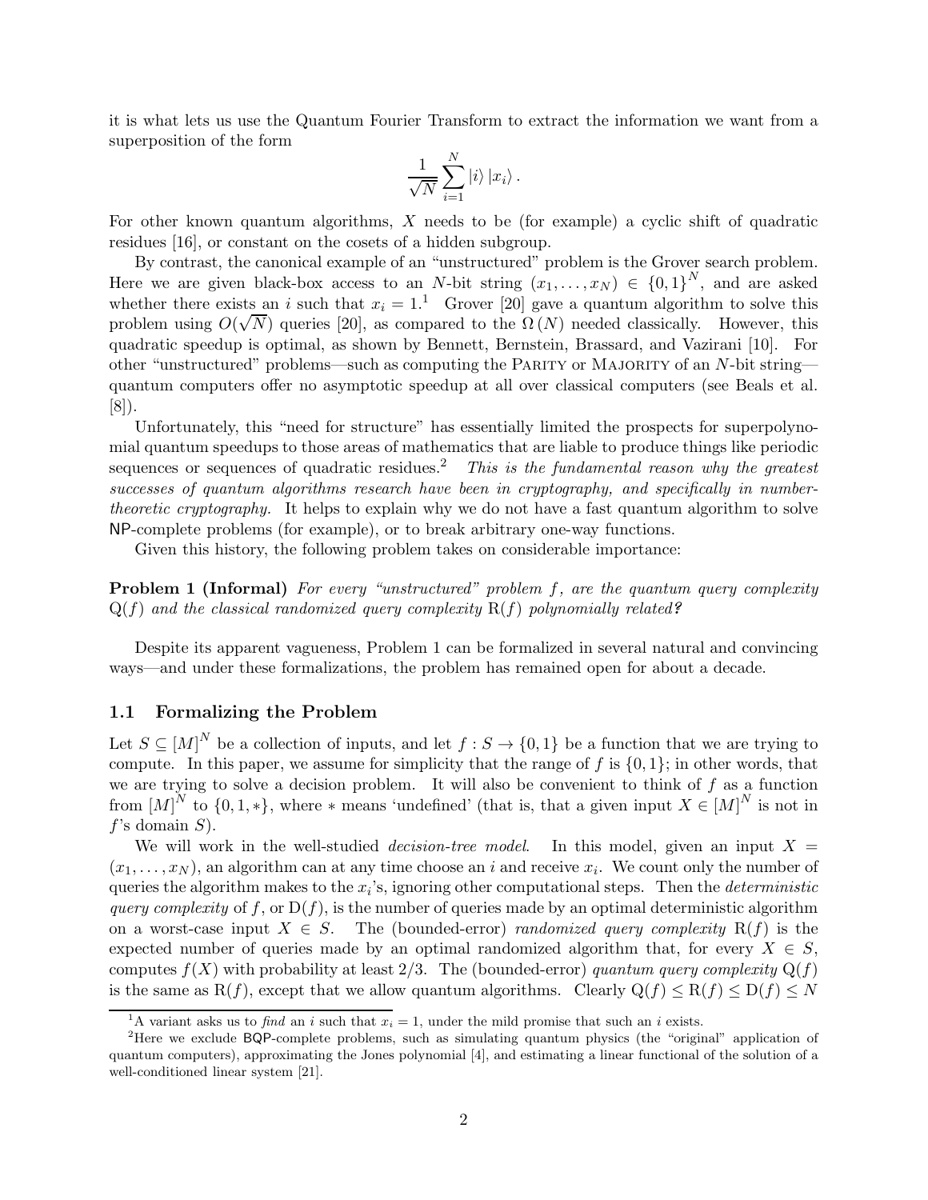it is what lets us use the Quantum Fourier Transform to extract the information we want from a superposition of the form

$$\frac{1}{\sqrt{N}} \sum_{i=1}^{N} |i\rangle |x_i\rangle .$$

For other known quantum algorithms, $X$ needs to be (for example) a cyclic shift of quadratic residues [16], or constant on the cosets of a hidden subgroup.

By contrast, the canonical example of an "unstructured" problem is the Grover search problem. Here we are given black-box access to an $N$-bit string $(x_1, \ldots, x_N) \in \{0,1\}^N$, and are asked whether there exists an $i$ such that $x_i = 1$.[1] Grover [20] gave a quantum algorithm to solve this problem using $O(\sqrt{N})$ queries [20], as compared to the $\Omega(N)$ needed classically. However, this quadratic speedup is optimal, as shown by Bennett, Bernstein, Brassard, and Vazirani [10]. For other "unstructured" problems—such as computing the PARITY or MAJORITY of an $N$-bit string—quantum computers offer no asymptotic speedup at all over classical computers (see Beals et al. [8]).

Unfortunately, this "need for structure" has essentially limited the prospects for superpolynomial quantum speedups to those areas of mathematics that are liable to produce things like periodic sequences or sequences of quadratic residues.[2] *This is the fundamental reason why the greatest successes of quantum algorithms research have been in cryptography, and specifically in number-theoretic cryptography.* It helps to explain why we do not have a fast quantum algorithm to solve NP-complete problems (for example), or to break arbitrary one-way functions.

Given this history, the following problem takes on considerable importance:

**Problem 1 (Informal)** *For every "unstructured" problem $f$, are the quantum query complexity $\mathrm{Q}(f)$ and the classical randomized query complexity $\mathrm{R}(f)$ polynomially related?*

Despite its apparent vagueness, Problem 1 can be formalized in several natural and convincing ways—and under these formalizations, the problem has remained open for about a decade.

### 1.1 Formalizing the Problem

Let $S \subseteq [M]^N$ be a collection of inputs, and let $f : S \to \{0,1\}$ be a function that we are trying to compute. In this paper, we assume for simplicity that the range of $f$ is $\{0,1\}$; in other words, that we are trying to solve a decision problem. It will also be convenient to think of $f$ as a function from $[M]^N$ to $\{0,1,*\}$, where $*$ means 'undefined' (that is, that a given input $X \in [M]^N$ is not in $f$'s domain $S$).

We will work in the well-studied *decision-tree model*. In this model, given an input $X = (x_1, \ldots, x_N)$, an algorithm can at any time choose an $i$ and receive $x_i$. We count only the number of queries the algorithm makes to the $x_i$'s, ignoring other computational steps. Then the *deterministic query complexity* of $f$, or $\mathrm{D}(f)$, is the number of queries made by an optimal deterministic algorithm on a worst-case input $X \in S$. The (bounded-error) *randomized query complexity* $\mathrm{R}(f)$ is the expected number of queries made by an optimal randomized algorithm that, for every $X \in S$, computes $f(X)$ with probability at least $2/3$. The (bounded-error) *quantum query complexity* $\mathrm{Q}(f)$ is the same as $\mathrm{R}(f)$, except that we allow quantum algorithms. Clearly $\mathrm{Q}(f) \leq \mathrm{R}(f) \leq \mathrm{D}(f) \leq N$

[1] A variant asks us to *find* an $i$ such that $x_i = 1$, under the mild promise that such an $i$ exists.

[2] Here we exclude BQP-complete problems, such as simulating quantum physics (the "original" application of quantum computers), approximating the Jones polynomial [4], and estimating a linear functional of the solution of a well-conditioned linear system [21].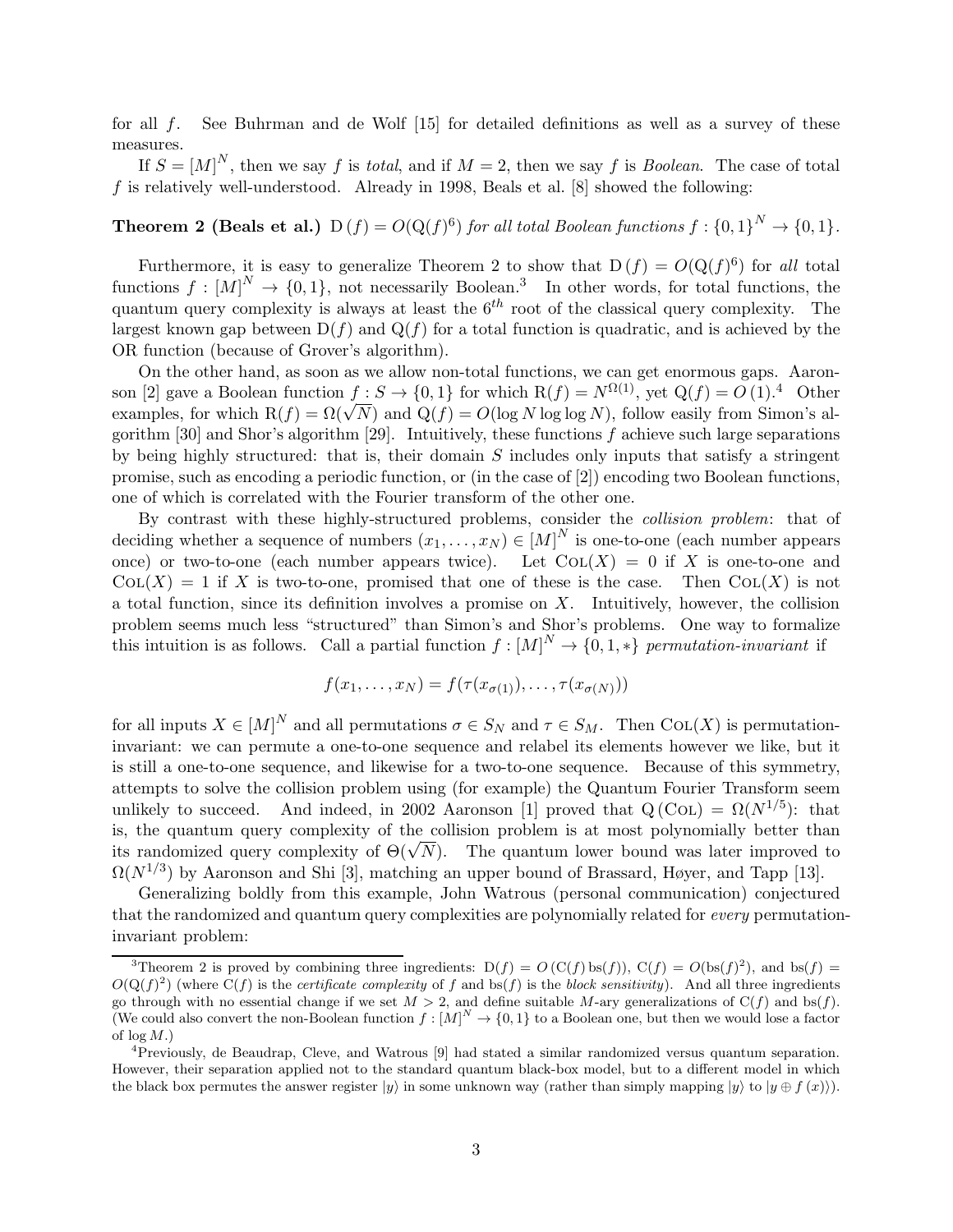for all $f$. See Buhrman and de Wolf [15] for detailed definitions as well as a survey of these measures.

If $S = [M]^N$, then we say $f$ is *total*, and if $M = 2$, then we say $f$ is *Boolean*. The case of total $f$ is relatively well-understood. Already in 1998, Beals et al. [8] showed the following:

**Theorem 2 (Beals et al.)** *$\mathrm{D}(f) = O(\mathrm{Q}(f)^6)$ for all total Boolean functions $f : \{0,1\}^N \to \{0,1\}$.*

Furthermore, it is easy to generalize Theorem 2 to show that $\mathrm{D}(f) = O(\mathrm{Q}(f)^6)$ for *all* total functions $f : [M]^N \to \{0,1\}$, not necessarily Boolean.[3] In other words, for total functions, the quantum query complexity is always at least the $6^{th}$ root of the classical query complexity. The largest known gap between $\mathrm{D}(f)$ and $\mathrm{Q}(f)$ for a total function is quadratic, and is achieved by the OR function (because of Grover's algorithm).

On the other hand, as soon as we allow non-total functions, we can get enormous gaps. Aaronson [2] gave a Boolean function $f : S \to \{0,1\}$ for which $\mathrm{R}(f) = N^{\Omega(1)}$, yet $\mathrm{Q}(f) = O(1)$.[4] Other examples, for which $\mathrm{R}(f) = \Omega(\sqrt{N})$ and $\mathrm{Q}(f) = O(\log N \log \log N)$, follow easily from Simon's algorithm [30] and Shor's algorithm [29]. Intuitively, these functions $f$ achieve such large separations by being highly structured: that is, their domain $S$ includes only inputs that satisfy a stringent promise, such as encoding a periodic function, or (in the case of [2]) encoding two Boolean functions, one of which is correlated with the Fourier transform of the other one.

By contrast with these highly-structured problems, consider the *collision problem*: that of deciding whether a sequence of numbers $(x_1, \ldots, x_N) \in [M]^N$ is one-to-one (each number appears once) or two-to-one (each number appears twice). Let $\mathrm{Col}(X) = 0$ if $X$ is one-to-one and $\mathrm{Col}(X) = 1$ if $X$ is two-to-one, promised that one of these is the case. Then $\mathrm{Col}(X)$ is not a total function, since its definition involves a promise on $X$. Intuitively, however, the collision problem seems much less "structured" than Simon's and Shor's problems. One way to formalize this intuition is as follows. Call a partial function $f : [M]^N \to \{0,1,*\}$ *permutation-invariant* if

$$f(x_1, \ldots, x_N) = f(\tau(x_{\sigma(1)}), \ldots, \tau(x_{\sigma(N)}))$$

for all inputs $X \in [M]^N$ and all permutations $\sigma \in S_N$ and $\tau \in S_M$. Then $\mathrm{Col}(X)$ is permutation-invariant: we can permute a one-to-one sequence and relabel its elements however we like, but it is still a one-to-one sequence, and likewise for a two-to-one sequence. Because of this symmetry, attempts to solve the collision problem using (for example) the Quantum Fourier Transform seem unlikely to succeed. And indeed, in 2002 Aaronson [1] proved that $\mathrm{Q}(\mathrm{Col}) = \Omega(N^{1/5})$: that is, the quantum query complexity of the collision problem is at most polynomially better than its randomized query complexity of $\Theta(\sqrt{N})$. The quantum lower bound was later improved to $\Omega(N^{1/3})$ by Aaronson and Shi [3], matching an upper bound of Brassard, Høyer, and Tapp [13].

Generalizing boldly from this example, John Watrous (personal communication) conjectured that the randomized and quantum query complexities are polynomially related for *every* permutation-invariant problem:

---

[3] Theorem 2 is proved by combining three ingredients: $\mathrm{D}(f) = O(\mathrm{C}(f)\,\mathrm{bs}(f))$, $\mathrm{C}(f) = O(\mathrm{bs}(f)^2)$, and $\mathrm{bs}(f) = O(\mathrm{Q}(f)^2)$ (where $\mathrm{C}(f)$ is the *certificate complexity* of $f$ and $\mathrm{bs}(f)$ is the *block sensitivity*). And all three ingredients go through with no essential change if we set $M > 2$, and define suitable $M$-ary generalizations of $\mathrm{C}(f)$ and $\mathrm{bs}(f)$. (We could also convert the non-Boolean function $f : [M]^N \to \{0,1\}$ to a Boolean one, but then we would lose a factor of $\log M$.)

[4] Previously, de Beaudrap, Cleve, and Watrous [9] had stated a similar randomized versus quantum separation. However, their separation applied not to the standard quantum black-box model, but to a different model in which the black box permutes the answer register $|y\rangle$ in some unknown way (rather than simply mapping $|y\rangle$ to $|y \oplus f(x)\rangle$).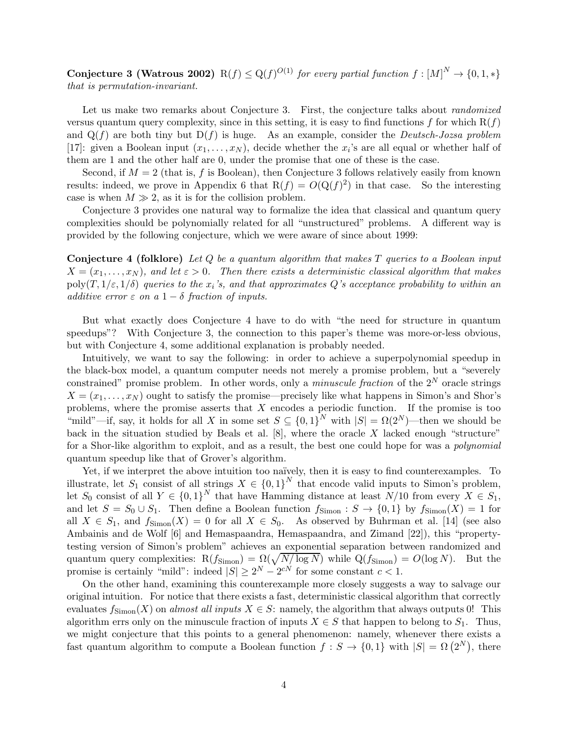**Conjecture 3 (Watrous 2002)** *$\mathrm{R}(f) \leq \mathrm{Q}(f)^{O(1)}$ for every partial function $f : [M]^N \to \{0, 1, *\}$ that is permutation-invariant.*

Let us make two remarks about Conjecture 3. First, the conjecture talks about *randomized* versus quantum query complexity, since in this setting, it is easy to find functions $f$ for which $\mathrm{R}(f)$ and $\mathrm{Q}(f)$ are both tiny but $\mathrm{D}(f)$ is huge. As an example, consider the *Deutsch-Jozsa problem* [17]: given a Boolean input $(x_1, \ldots, x_N)$, decide whether the $x_i$'s are all equal or whether half of them are 1 and the other half are 0, under the promise that one of these is the case.

Second, if $M = 2$ (that is, $f$ is Boolean), then Conjecture 3 follows relatively easily from known results: indeed, we prove in Appendix 6 that $\mathrm{R}(f) = O(\mathrm{Q}(f)^2)$ in that case. So the interesting case is when $M \gg 2$, as it is for the collision problem.

Conjecture 3 provides one natural way to formalize the idea that classical and quantum query complexities should be polynomially related for all "unstructured" problems. A different way is provided by the following conjecture, which we were aware of since about 1999:

**Conjecture 4 (folklore)** *Let $Q$ be a quantum algorithm that makes $T$ queries to a Boolean input $X = (x_1, \ldots, x_N)$, and let $\varepsilon > 0$. Then there exists a deterministic classical algorithm that makes $\mathrm{poly}(T, 1/\varepsilon, 1/\delta)$ queries to the $x_i$'s, and that approximates $Q$'s acceptance probability to within an additive error $\varepsilon$ on a $1 - \delta$ fraction of inputs.*

But what exactly does Conjecture 4 have to do with "the need for structure in quantum speedups"? With Conjecture 3, the connection to this paper's theme was more-or-less obvious, but with Conjecture 4, some additional explanation is probably needed.

Intuitively, we want to say the following: in order to achieve a superpolynomial speedup in the black-box model, a quantum computer needs not merely a promise problem, but a "severely constrained" promise problem. In other words, only a *minuscule fraction* of the $2^N$ oracle strings $X = (x_1, \ldots, x_N)$ ought to satisfy the promise—precisely like what happens in Simon's and Shor's problems, where the promise asserts that $X$ encodes a periodic function. If the promise is too "mild"—if, say, it holds for all $X$ in some set $S \subseteq \{0, 1\}^N$ with $|S| = \Omega(2^N)$—then we should be back in the situation studied by Beals et al. [8], where the oracle $X$ lacked enough "structure" for a Shor-like algorithm to exploit, and as a result, the best one could hope for was a *polynomial* quantum speedup like that of Grover's algorithm.

Yet, if we interpret the above intuition too naïvely, then it is easy to find counterexamples. To illustrate, let $S_1$ consist of all strings $X \in \{0, 1\}^N$ that encode valid inputs to Simon's problem, let $S_0$ consist of all $Y \in \{0, 1\}^N$ that have Hamming distance at least $N/10$ from every $X \in S_1$, and let $S = S_0 \cup S_1$. Then define a Boolean function $f_{\mathrm{Simon}} : S \to \{0, 1\}$ by $f_{\mathrm{Simon}}(X) = 1$ for all $X \in S_1$, and $f_{\mathrm{Simon}}(X) = 0$ for all $X \in S_0$. As observed by Buhrman et al. [14] (see also Ambainis and de Wolf [6] and Hemaspaandra, Hemaspaandra, and Zimand [22]), this "property-testing version of Simon's problem" achieves an exponential separation between randomized and quantum query complexities: $\mathrm{R}(f_{\mathrm{Simon}}) = \Omega(\sqrt{N/\log N})$ while $\mathrm{Q}(f_{\mathrm{Simon}}) = O(\log N)$. But the promise is certainly "mild": indeed $|S| \geq 2^N - 2^{cN}$ for some constant $c < 1$.

On the other hand, examining this counterexample more closely suggests a way to salvage our original intuition. For notice that there exists a fast, deterministic classical algorithm that correctly evaluates $f_{\mathrm{Simon}}(X)$ on *almost all inputs* $X \in S$: namely, the algorithm that always outputs 0! This algorithm errs only on the minuscule fraction of inputs $X \in S$ that happen to belong to $S_1$. Thus, we might conjecture that this points to a general phenomenon: namely, whenever there exists a fast quantum algorithm to compute a Boolean function $f : S \to \{0, 1\}$ with $|S| = \Omega\left(2^N\right)$, there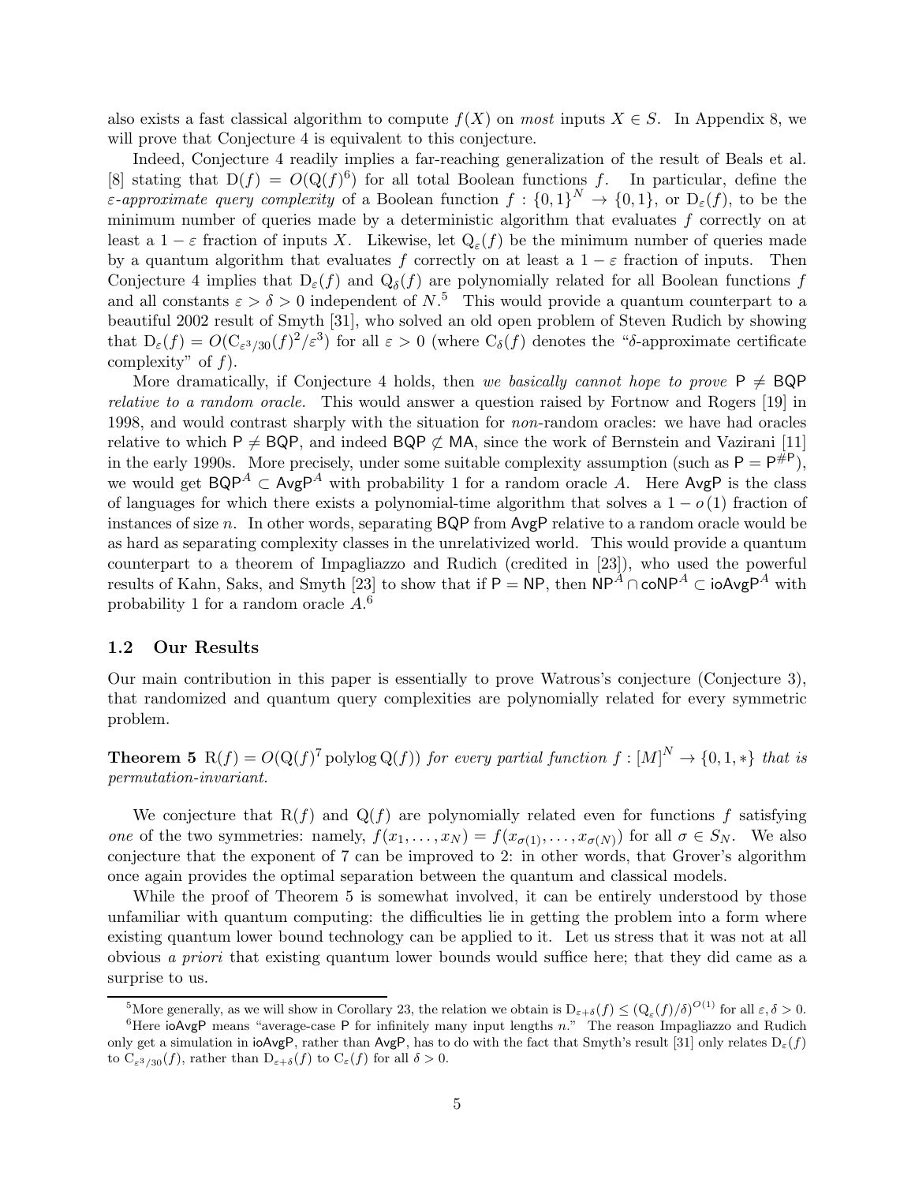also exists a fast classical algorithm to compute $f(X)$ on *most* inputs $X \in S$. In Appendix 8, we will prove that Conjecture 4 is equivalent to this conjecture.

Indeed, Conjecture 4 readily implies a far-reaching generalization of the result of Beals et al. [8] stating that $\mathrm{D}(f) = O(\mathrm{Q}(f)^6)$ for all total Boolean functions $f$. In particular, define the *$\varepsilon$-approximate query complexity* of a Boolean function $f : \{0,1\}^N \to \{0,1\}$, or $\mathrm{D}_\varepsilon(f)$, to be the minimum number of queries made by a deterministic algorithm that evaluates $f$ correctly on at least a $1-\varepsilon$ fraction of inputs $X$. Likewise, let $\mathrm{Q}_\varepsilon(f)$ be the minimum number of queries made by a quantum algorithm that evaluates $f$ correctly on at least a $1-\varepsilon$ fraction of inputs. Then Conjecture 4 implies that $\mathrm{D}_\varepsilon(f)$ and $\mathrm{Q}_\delta(f)$ are polynomially related for all Boolean functions $f$ and all constants $\varepsilon > \delta > 0$ independent of $N$.[5] This would provide a quantum counterpart to a beautiful 2002 result of Smyth [31], who solved an old open problem of Steven Rudich by showing that $\mathrm{D}_\varepsilon(f) = O(\mathrm{C}_{\varepsilon^3/30}(f)^2/\varepsilon^3)$ for all $\varepsilon > 0$ (where $\mathrm{C}_\delta(f)$ denotes the "$\delta$-approximate certificate complexity" of $f$).

More dramatically, if Conjecture 4 holds, then *we basically cannot hope to prove* $\mathsf{P} \neq \mathsf{BQP}$ *relative to a random oracle*. This would answer a question raised by Fortnow and Rogers [19] in 1998, and would contrast sharply with the situation for *non*-random oracles: we have had oracles relative to which $\mathsf{P} \neq \mathsf{BQP}$, and indeed $\mathsf{BQP} \not\subset \mathsf{MA}$, since the work of Bernstein and Vazirani [11] in the early 1990s. More precisely, under some suitable complexity assumption (such as $\mathsf{P} = \mathsf{P}^{\#\mathsf{P}}$), we would get $\mathsf{BQP}^A \subset \mathsf{AvgP}^A$ with probability 1 for a random oracle $A$. Here $\mathsf{AvgP}$ is the class of languages for which there exists a polynomial-time algorithm that solves a $1-o(1)$ fraction of instances of size $n$. In other words, separating $\mathsf{BQP}$ from $\mathsf{AvgP}$ relative to a random oracle would be as hard as separating complexity classes in the unrelativized world. This would provide a quantum counterpart to a theorem of Impagliazzo and Rudich (credited in [23]), who used the powerful results of Kahn, Saks, and Smyth [23] to show that if $\mathsf{P} = \mathsf{NP}$, then $\mathsf{NP}^A \cap \mathsf{coNP}^A \subset \mathsf{ioAvgP}^A$ with probability 1 for a random oracle $A$.[6]

## 1.2 Our Results

Our main contribution in this paper is essentially to prove Watrous's conjecture (Conjecture 3), that randomized and quantum query complexities are polynomially related for every symmetric problem.

**Theorem 5** *$\mathrm{R}(f) = O(\mathrm{Q}(f)^7 \operatorname{polylog} \mathrm{Q}(f))$ for every partial function $f : [M]^N \to \{0,1,*\}$ that is permutation-invariant.*

We conjecture that $\mathrm{R}(f)$ and $\mathrm{Q}(f)$ are polynomially related even for functions $f$ satisfying *one* of the two symmetries: namely, $f(x_1,\ldots,x_N) = f(x_{\sigma(1)},\ldots,x_{\sigma(N)})$ for all $\sigma \in S_N$. We also conjecture that the exponent of 7 can be improved to 2: in other words, that Grover's algorithm once again provides the optimal separation between the quantum and classical models.

While the proof of Theorem 5 is somewhat involved, it can be entirely understood by those unfamiliar with quantum computing: the difficulties lie in getting the problem into a form where existing quantum lower bound technology can be applied to it. Let us stress that it was not at all obvious *a priori* that existing quantum lower bounds would suffice here; that they did came as a surprise to us.

[5] More generally, as we will show in Corollary 23, the relation we obtain is $\mathrm{D}_{\varepsilon+\delta}(f) \leq (\mathrm{Q}_\varepsilon(f)/\delta)^{O(1)}$ for all $\varepsilon, \delta > 0$.

[6] Here $\mathsf{ioAvgP}$ means "average-case $\mathsf{P}$ for infinitely many input lengths $n$." The reason Impagliazzo and Rudich only get a simulation in $\mathsf{ioAvgP}$, rather than $\mathsf{AvgP}$, has to do with the fact that Smyth's result [31] only relates $\mathrm{D}_\varepsilon(f)$ to $\mathrm{C}_{\varepsilon^3/30}(f)$, rather than $\mathrm{D}_{\varepsilon+\delta}(f)$ to $\mathrm{C}_\varepsilon(f)$ for all $\delta > 0$.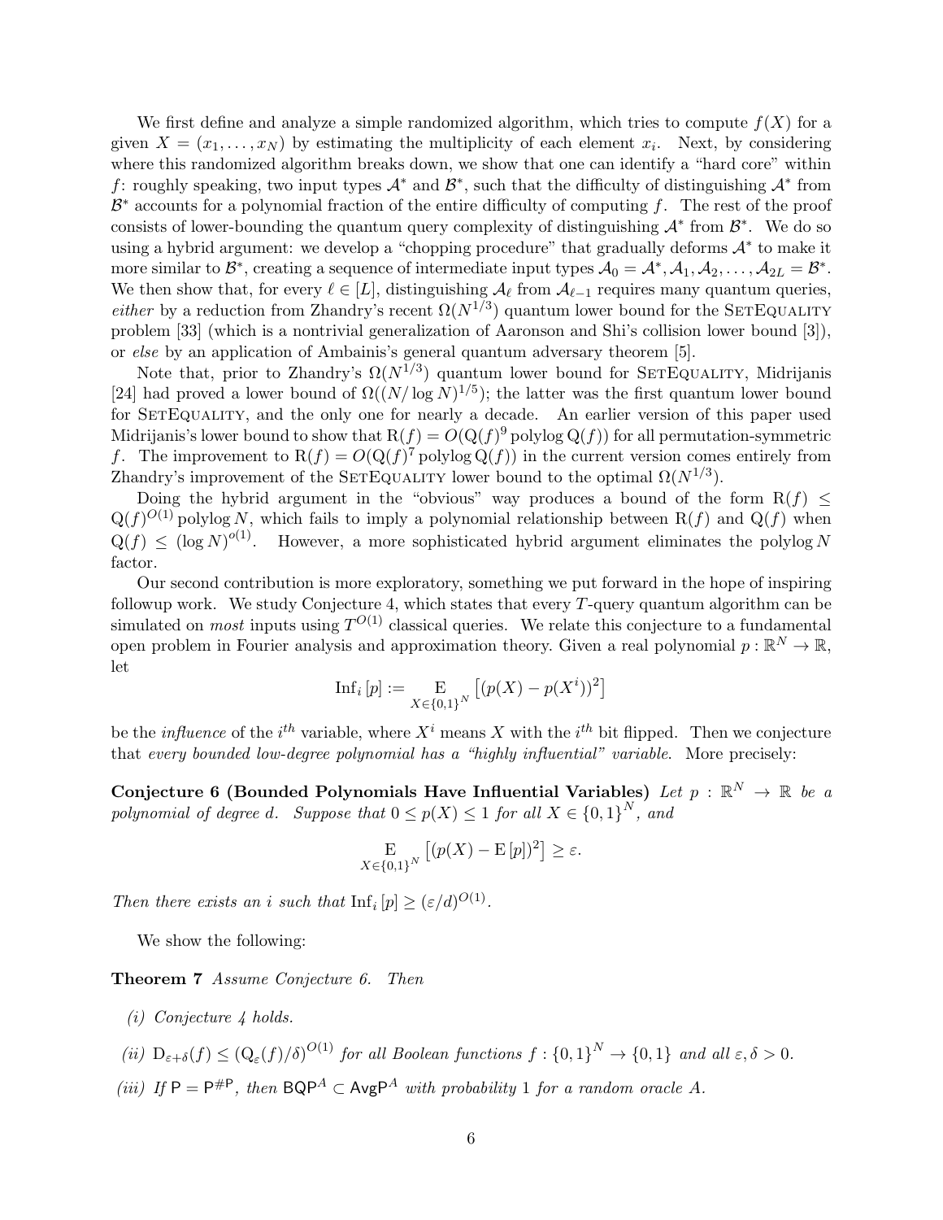We first define and analyze a simple randomized algorithm, which tries to compute $f(X)$ for a given $X = (x_1, \ldots, x_N)$ by estimating the multiplicity of each element $x_i$. Next, by considering where this randomized algorithm breaks down, we show that one can identify a "hard core" within $f$: roughly speaking, two input types $\mathcal{A}^*$ and $\mathcal{B}^*$, such that the difficulty of distinguishing $\mathcal{A}^*$ from $\mathcal{B}^*$ accounts for a polynomial fraction of the entire difficulty of computing $f$. The rest of the proof consists of lower-bounding the quantum query complexity of distinguishing $\mathcal{A}^*$ from $\mathcal{B}^*$. We do so using a hybrid argument: we develop a "chopping procedure" that gradually deforms $\mathcal{A}^*$ to make it more similar to $\mathcal{B}^*$, creating a sequence of intermediate input types $\mathcal{A}_0 = \mathcal{A}^*, \mathcal{A}_1, \mathcal{A}_2, \ldots, \mathcal{A}_{2L} = \mathcal{B}^*$. We then show that, for every $\ell \in [L]$, distinguishing $\mathcal{A}_\ell$ from $\mathcal{A}_{\ell-1}$ requires many quantum queries, *either* by a reduction from Zhandry's recent $\Omega(N^{1/3})$ quantum lower bound for the SetEquality problem [33] (which is a nontrivial generalization of Aaronson and Shi's collision lower bound [3]), or *else* by an application of Ambainis's general quantum adversary theorem [5].

Note that, prior to Zhandry's $\Omega(N^{1/3})$ quantum lower bound for SetEquality, Midrijanis [24] had proved a lower bound of $\Omega((N/\log N)^{1/5})$; the latter was the first quantum lower bound for SetEquality, and the only one for nearly a decade. An earlier version of this paper used Midrijanis's lower bound to show that $\mathrm{R}(f) = O(\mathrm{Q}(f)^9 \operatorname{polylog} \mathrm{Q}(f))$ for all permutation-symmetric $f$. The improvement to $\mathrm{R}(f) = O(\mathrm{Q}(f)^7 \operatorname{polylog} \mathrm{Q}(f))$ in the current version comes entirely from Zhandry's improvement of the SetEquality lower bound to the optimal $\Omega(N^{1/3})$.

Doing the hybrid argument in the "obvious" way produces a bound of the form $\mathrm{R}(f) \leq \mathrm{Q}(f)^{O(1)} \operatorname{polylog} N$, which fails to imply a polynomial relationship between $\mathrm{R}(f)$ and $\mathrm{Q}(f)$ when $\mathrm{Q}(f) \leq (\log N)^{o(1)}$. However, a more sophisticated hybrid argument eliminates the $\operatorname{polylog} N$ factor.

Our second contribution is more exploratory, something we put forward in the hope of inspiring followup work. We study Conjecture 4, which states that every $T$-query quantum algorithm can be simulated on *most* inputs using $T^{O(1)}$ classical queries. We relate this conjecture to a fundamental open problem in Fourier analysis and approximation theory. Given a real polynomial $p : \mathbb{R}^N \to \mathbb{R}$, let

$$\mathrm{Inf}_i[p] := \mathop{\mathrm{E}}_{X \in \{0,1\}^N} \left[ (p(X) - p(X^i))^2 \right]$$

be the *influence* of the $i^{th}$ variable, where $X^i$ means $X$ with the $i^{th}$ bit flipped. Then we conjecture that *every bounded low-degree polynomial has a "highly influential" variable*. More precisely:

**Conjecture 6 (Bounded Polynomials Have Influential Variables)** *Let $p : \mathbb{R}^N \to \mathbb{R}$ be a polynomial of degree $d$. Suppose that $0 \leq p(X) \leq 1$ for all $X \in \{0,1\}^N$, and*

$$\mathop{\mathrm{E}}_{X \in \{0,1\}^N} \left[ (p(X) - \mathrm{E}[p])^2 \right] \geq \varepsilon.$$

*Then there exists an $i$ such that $\mathrm{Inf}_i[p] \geq (\varepsilon/d)^{O(1)}$.*

We show the following:

**Theorem 7** *Assume Conjecture 6. Then*

*(i) Conjecture 4 holds.*

*(ii) $\mathrm{D}_{\varepsilon+\delta}(f) \leq (\mathrm{Q}_\varepsilon(f)/\delta)^{O(1)}$ for all Boolean functions $f : \{0,1\}^N \to \{0,1\}$ and all $\varepsilon, \delta > 0$.*

*(iii) If $\mathsf{P} = \mathsf{P}^{\#\mathsf{P}}$, then $\mathsf{BQP}^A \subset \mathsf{AvgP}^A$ with probability 1 for a random oracle $A$.*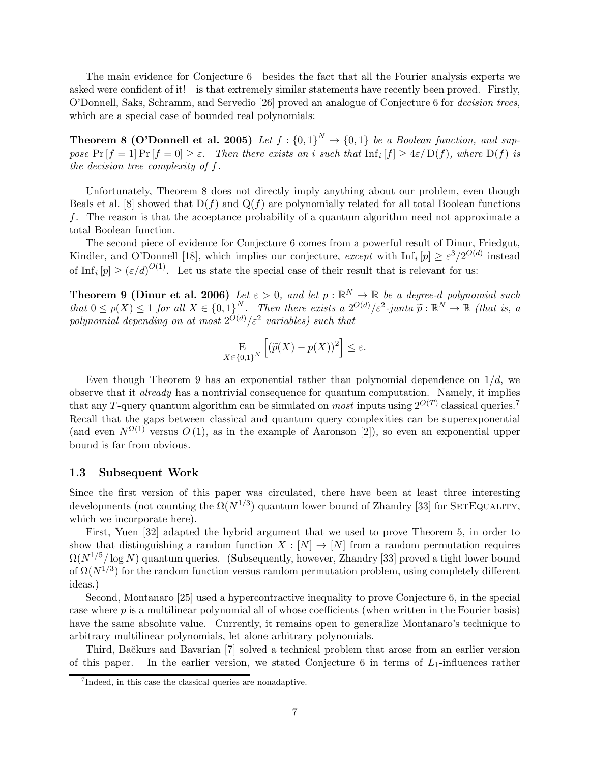The main evidence for Conjecture 6—besides the fact that all the Fourier analysis experts we asked were confident of it!—is that extremely similar statements have recently been proved. Firstly, O'Donnell, Saks, Schramm, and Servedio [26] proved an analogue of Conjecture 6 for *decision trees*, which are a special case of bounded real polynomials:

**Theorem 8 (O'Donnell et al. 2005)** *Let $f : \{0,1\}^N \to \{0,1\}$ be a Boolean function, and suppose $\Pr[f = 1] \Pr[f = 0] \geq \varepsilon$. Then there exists an $i$ such that $\mathrm{Inf}_i[f] \geq 4\varepsilon / \mathrm{D}(f)$, where $\mathrm{D}(f)$ is the decision tree complexity of $f$.*

Unfortunately, Theorem 8 does not directly imply anything about our problem, even though Beals et al. [8] showed that $\mathrm{D}(f)$ and $\mathrm{Q}(f)$ are polynomially related for all total Boolean functions $f$. The reason is that the acceptance probability of a quantum algorithm need not approximate a total Boolean function.

The second piece of evidence for Conjecture 6 comes from a powerful result of Dinur, Friedgut, Kindler, and O'Donnell [18], which implies our conjecture, *except* with $\mathrm{Inf}_i[p] \geq \varepsilon^3/2^{O(d)}$ instead of $\mathrm{Inf}_i[p] \geq (\varepsilon/d)^{O(1)}$. Let us state the special case of their result that is relevant for us:

**Theorem 9 (Dinur et al. 2006)** *Let $\varepsilon > 0$, and let $p : \mathbb{R}^N \to \mathbb{R}$ be a degree-$d$ polynomial such that $0 \leq p(X) \leq 1$ for all $X \in \{0,1\}^N$. Then there exists a $2^{O(d)}/\varepsilon^2$-junta $\widetilde{p} : \mathbb{R}^N \to \mathbb{R}$ (that is, a polynomial depending on at most $2^{O(d)}/\varepsilon^2$ variables) such that*

$$\mathop{\mathrm{E}}_{X \in \{0,1\}^N} \left[ (\widetilde{p}(X) - p(X))^2 \right] \leq \varepsilon.$$

Even though Theorem 9 has an exponential rather than polynomial dependence on $1/d$, we observe that it *already* has a nontrivial consequence for quantum computation. Namely, it implies that any $T$-query quantum algorithm can be simulated on *most* inputs using $2^{O(T)}$ classical queries.[7] Recall that the gaps between classical and quantum query complexities can be superexponential (and even $N^{\Omega(1)}$ versus $O(1)$, as in the example of Aaronson [2]), so even an exponential upper bound is far from obvious.

### 1.3 Subsequent Work

Since the first version of this paper was circulated, there have been at least three interesting developments (not counting the $\Omega(N^{1/3})$ quantum lower bound of Zhandry [33] for SetEquality, which we incorporate here).

First, Yuen [32] adapted the hybrid argument that we used to prove Theorem 5, in order to show that distinguishing a random function $X : [N] \to [N]$ from a random permutation requires $\Omega(N^{1/5}/\log N)$ quantum queries. (Subsequently, however, Zhandry [33] proved a tight lower bound of $\Omega(N^{1/3})$ for the random function versus random permutation problem, using completely different ideas.)

Second, Montanaro [25] used a hypercontractive inequality to prove Conjecture 6, in the special case where $p$ is a multilinear polynomial all of whose coefficients (when written in the Fourier basis) have the same absolute value. Currently, it remains open to generalize Montanaro's technique to arbitrary multilinear polynomials, let alone arbitrary polynomials.

Third, Bačkurs and Bavarian [7] solved a technical problem that arose from an earlier version of this paper. In the earlier version, we stated Conjecture 6 in terms of $L_1$-influences rather

[7] Indeed, in this case the classical queries are nonadaptive.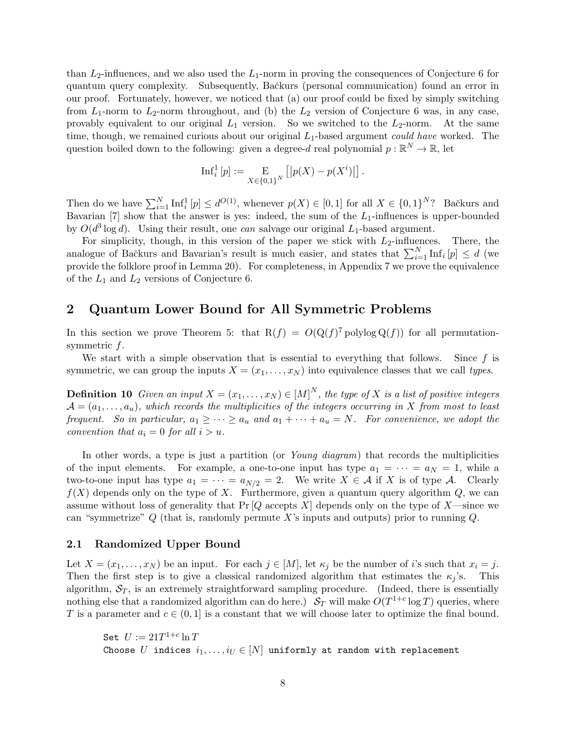than $L_2$-influences, and we also used the $L_1$-norm in proving the consequences of Conjecture 6 for quantum query complexity. Subsequently, Bačkurs (personal communication) found an error in our proof. Fortunately, however, we noticed that (a) our proof could be fixed by simply switching from $L_1$-norm to $L_2$-norm throughout, and (b) the $L_2$ version of Conjecture 6 was, in any case, provably equivalent to our original $L_1$ version. So we switched to the $L_2$-norm. At the same time, though, we remained curious about our original $L_1$-based argument *could have* worked. The question boiled down to the following: given a degree-$d$ real polynomial $p : \mathbb{R}^N \to \mathbb{R}$, let

$$\mathrm{Inf}_i^1[p] := \mathop{\mathrm{E}}_{X \in \{0,1\}^N} \left[ \left| p(X) - p(X^i) \right| \right].$$

Then do we have $\sum_{i=1}^N \mathrm{Inf}_i^1[p] \leq d^{O(1)}$, whenever $p(X) \in [0,1]$ for all $X \in \{0,1\}^N$? Bačkurs and Bavarian [7] show that the answer is yes: indeed, the sum of the $L_1$-influences is upper-bounded by $O(d^3 \log d)$. Using their result, one *can* salvage our original $L_1$-based argument.

For simplicity, though, in this version of the paper we stick with $L_2$-influences. There, the analogue of Bačkurs and Bavarian's result is much easier, and states that $\sum_{i=1}^N \mathrm{Inf}_i[p] \leq d$ (we provide the folklore proof in Lemma 20). For completeness, in Appendix 7 we prove the equivalence of the $L_1$ and $L_2$ versions of Conjecture 6.

## 2 Quantum Lower Bound for All Symmetric Problems

In this section we prove Theorem 5: that $\mathrm{R}(f) = O(\mathrm{Q}(f)^7 \operatorname{polylog} \mathrm{Q}(f))$ for all permutation-symmetric $f$.

We start with a simple observation that is essential to everything that follows. Since $f$ is symmetric, we can group the inputs $X = (x_1, \ldots, x_N)$ into equivalence classes that we call *types*.

**Definition 10** *Given an input $X = (x_1, \ldots, x_N) \in [M]^N$, the type of $X$ is a list of positive integers $\mathcal{A} = (a_1, \ldots, a_u)$, which records the multiplicities of the integers occurring in $X$ from most to least frequent. So in particular, $a_1 \geq \cdots \geq a_u$ and $a_1 + \cdots + a_u = N$. For convenience, we adopt the convention that $a_i = 0$ for all $i > u$.*

In other words, a type is just a partition (or *Young diagram*) that records the multiplicities of the input elements. For example, a one-to-one input has type $a_1 = \cdots = a_N = 1$, while a two-to-one input has type $a_1 = \cdots = a_{N/2} = 2$. We write $X \in \mathcal{A}$ if $X$ is of type $\mathcal{A}$. Clearly $f(X)$ depends only on the type of $X$. Furthermore, given a quantum query algorithm $Q$, we can assume without loss of generality that $\Pr[Q \text{ accepts } X]$ depends only on the type of $X$—since we can "symmetrize" $Q$ (that is, randomly permute $X$'s inputs and outputs) prior to running $Q$.

### 2.1 Randomized Upper Bound

Let $X = (x_1, \ldots, x_N)$ be an input. For each $j \in [M]$, let $\kappa_j$ be the number of $i$'s such that $x_i = j$. Then the first step is to give a classical randomized algorithm that estimates the $\kappa_j$'s. This algorithm, $\mathcal{S}_T$, is an extremely straightforward sampling procedure. (Indeed, there is essentially nothing else that a randomized algorithm can do here.) $\mathcal{S}_T$ will make $O(T^{1+c} \log T)$ queries, where $T$ is a parameter and $c \in (0,1]$ is a constant that we will choose later to optimize the final bound.

> Set $U := 21T^{1+c} \ln T$
>
> Choose $U$ indices $i_1, \ldots, i_U \in [N]$ uniformly at random with replacement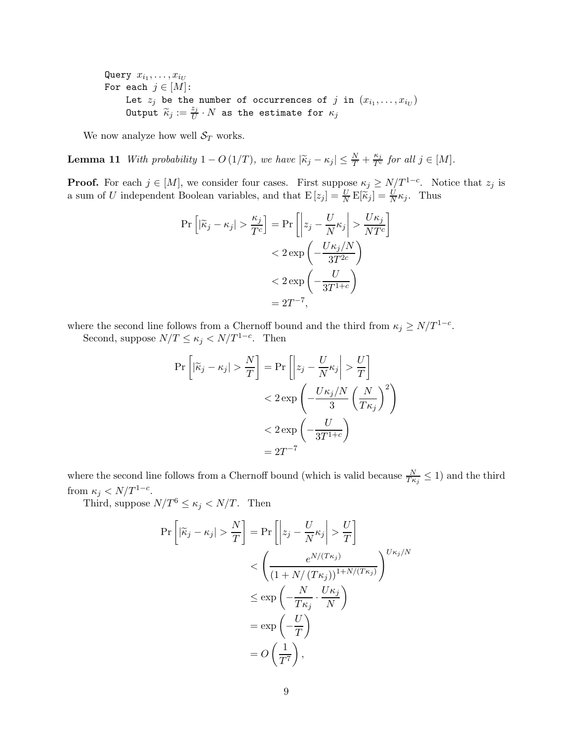```
Query x_{i_1}, ..., x_{i_U}
For each j ∈ [M]:
    Let z_j be the number of occurrences of j in (x_{i_1}, ..., x_{i_U})
    Output κ̃_j := (z_j / U) · N as the estimate for κ_j
```

We now analyze how well $\mathcal{S}_T$ works.

**Lemma 11** *With probability $1 - O(1/T)$, we have $|\widetilde{\kappa}_j - \kappa_j| \leq \frac{N}{T} + \frac{\kappa_j}{T^c}$ for all $j \in [M]$.*

**Proof.** For each $j \in [M]$, we consider four cases. First suppose $\kappa_j \geq N/T^{1-c}$. Notice that $z_j$ is a sum of $U$ independent Boolean variables, and that $\mathrm{E}[z_j] = \frac{U}{N}\mathrm{E}[\widetilde{\kappa}_j] = \frac{U}{N}\kappa_j$. Thus

$$
\begin{aligned}
\Pr\left[|\widetilde{\kappa}_j - \kappa_j| > \frac{\kappa_j}{T^c}\right] &= \Pr\left[\left|z_j - \frac{U}{N}\kappa_j\right| > \frac{U\kappa_j}{NT^c}\right] \\
&< 2\exp\left(-\frac{U\kappa_j/N}{3T^{2c}}\right) \\
&< 2\exp\left(-\frac{U}{3T^{1+c}}\right) \\
&= 2T^{-7},
\end{aligned}
$$

where the second line follows from a Chernoff bound and the third from $\kappa_j \geq N/T^{1-c}$.

Second, suppose $N/T \leq \kappa_j < N/T^{1-c}$. Then

$$
\begin{aligned}
\Pr\left[|\widetilde{\kappa}_j - \kappa_j| > \frac{N}{T}\right] &= \Pr\left[\left|z_j - \frac{U}{N}\kappa_j\right| > \frac{U}{T}\right] \\
&< 2\exp\left(-\frac{U\kappa_j/N}{3}\left(\frac{N}{T\kappa_j}\right)^2\right) \\
&< 2\exp\left(-\frac{U}{3T^{1+c}}\right) \\
&= 2T^{-7}
\end{aligned}
$$

where the second line follows from a Chernoff bound (which is valid because $\frac{N}{T\kappa_j} \leq 1$) and the third from $\kappa_j < N/T^{1-c}$.

Third, suppose $N/T^6 \leq \kappa_j < N/T$. Then

$$
\begin{aligned}
\Pr\left[|\widetilde{\kappa}_j - \kappa_j| > \frac{N}{T}\right] &= \Pr\left[\left|z_j - \frac{U}{N}\kappa_j\right| > \frac{U}{T}\right] \\
&< \left(\frac{e^{N/(T\kappa_j)}}{(1 + N/(T\kappa_j))^{1+N/(T\kappa_j)}}\right)^{U\kappa_j/N} \\
&\leq \exp\left(-\frac{N}{T\kappa_j} \cdot \frac{U\kappa_j}{N}\right) \\
&= \exp\left(-\frac{U}{T}\right) \\
&= O\left(\frac{1}{T^7}\right),
\end{aligned}
$$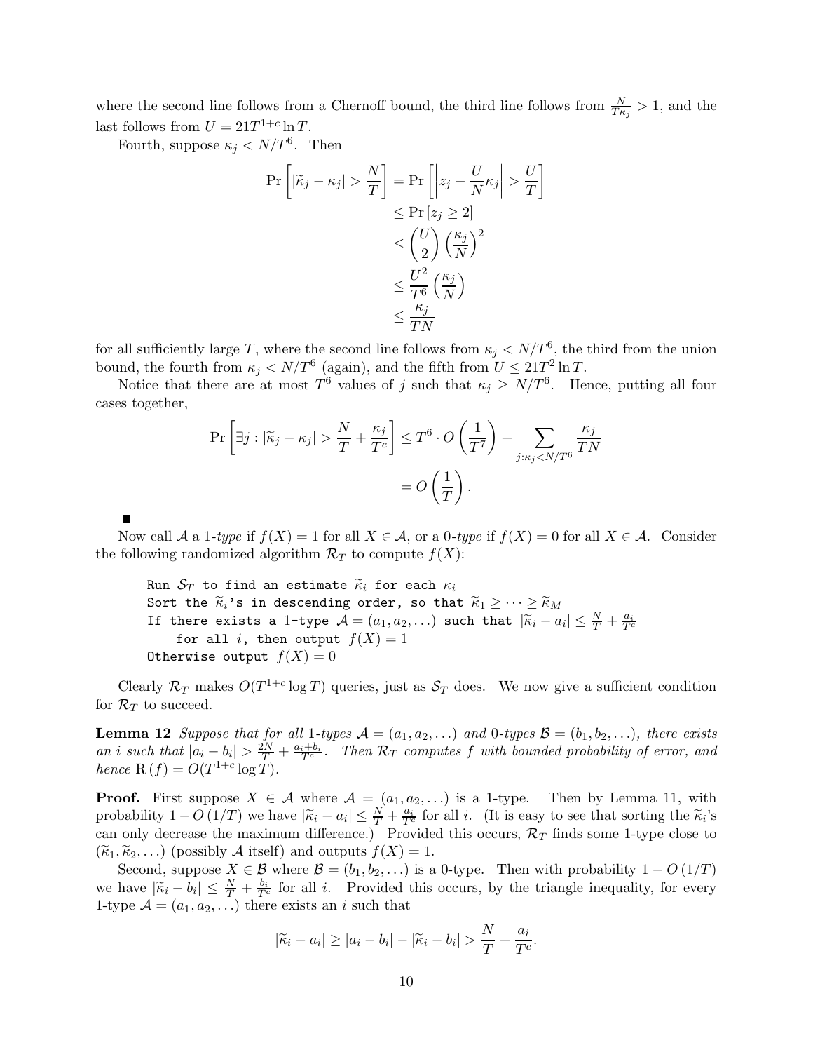where the second line follows from a Chernoff bound, the third line follows from $\frac{N}{T\kappa_j} > 1$, and the last follows from $U = 21T^{1+c} \ln T$.

Fourth, suppose $\kappa_j < N/T^6$. Then

$$
\begin{aligned}
\Pr\left[|\widetilde{\kappa}_j - \kappa_j| > \frac{N}{T}\right] &= \Pr\left[\left|z_j - \frac{U}{N}\kappa_j\right| > \frac{U}{T}\right] \\
&\leq \Pr\left[z_j \geq 2\right] \\
&\leq \binom{U}{2}\left(\frac{\kappa_j}{N}\right)^2 \\
&\leq \frac{U^2}{T^6}\left(\frac{\kappa_j}{N}\right) \\
&\leq \frac{\kappa_j}{TN}
\end{aligned}
$$

for all sufficiently large $T$, where the second line follows from $\kappa_j < N/T^6$, the third from the union bound, the fourth from $\kappa_j < N/T^6$ (again), and the fifth from $U \leq 21T^2 \ln T$.

Notice that there are at most $T^6$ values of $j$ such that $\kappa_j \geq N/T^6$. Hence, putting all four cases together,

$$
\begin{aligned}
\Pr\left[\exists j : |\widetilde{\kappa}_j - \kappa_j| > \frac{N}{T} + \frac{\kappa_j}{T^c}\right] &\leq T^6 \cdot O\left(\frac{1}{T^7}\right) + \sum_{j:\kappa_j < N/T^6} \frac{\kappa_j}{TN} \\
&= O\left(\frac{1}{T}\right).
\end{aligned}
$$

■

Now call $\mathcal{A}$ a 1-*type* if $f(X) = 1$ for all $X \in \mathcal{A}$, or a 0-*type* if $f(X) = 0$ for all $X \in \mathcal{A}$. Consider the following randomized algorithm $\mathcal{R}_T$ to compute $f(X)$:

> Run $\mathcal{S}_T$ to find an estimate $\widetilde{\kappa}_i$ for each $\kappa_i$
> Sort the $\widetilde{\kappa}_i$'s in descending order, so that $\widetilde{\kappa}_1 \geq \cdots \geq \widetilde{\kappa}_M$
> If there exists a 1-type $\mathcal{A} = (a_1, a_2, \ldots)$ such that $|\widetilde{\kappa}_i - a_i| \leq \frac{N}{T} + \frac{a_i}{T^c}$
> &nbsp;&nbsp;&nbsp;&nbsp;for all $i$, then output $f(X) = 1$
> Otherwise output $f(X) = 0$

Clearly $\mathcal{R}_T$ makes $O(T^{1+c} \log T)$ queries, just as $\mathcal{S}_T$ does. We now give a sufficient condition for $\mathcal{R}_T$ to succeed.

**Lemma 12** *Suppose that for all* 1*-types* $\mathcal{A} = (a_1, a_2, \ldots)$ *and* 0*-types* $\mathcal{B} = (b_1, b_2, \ldots)$*, there exists an* $i$ *such that* $|a_i - b_i| > \frac{2N}{T} + \frac{a_i + b_i}{T^c}$*. Then* $\mathcal{R}_T$ *computes* $f$ *with bounded probability of error, and hence* $\mathrm{R}(f) = O(T^{1+c} \log T)$*.*

**Proof.** First suppose $X \in \mathcal{A}$ where $\mathcal{A} = (a_1, a_2, \ldots)$ is a 1-type. Then by Lemma 11, with probability $1 - O(1/T)$ we have $|\widetilde{\kappa}_i - a_i| \leq \frac{N}{T} + \frac{a_i}{T^c}$ for all $i$. (It is easy to see that sorting the $\widetilde{\kappa}_i$'s can only decrease the maximum difference.) Provided this occurs, $\mathcal{R}_T$ finds some 1-type close to $(\widetilde{\kappa}_1, \widetilde{\kappa}_2, \ldots)$ (possibly $\mathcal{A}$ itself) and outputs $f(X) = 1$.

Second, suppose $X \in \mathcal{B}$ where $\mathcal{B} = (b_1, b_2, \ldots)$ is a 0-type. Then with probability $1 - O(1/T)$ we have $|\widetilde{\kappa}_i - b_i| \leq \frac{N}{T} + \frac{b_i}{T^c}$ for all $i$. Provided this occurs, by the triangle inequality, for every 1-type $\mathcal{A} = (a_1, a_2, \ldots)$ there exists an $i$ such that

$$
|\widetilde{\kappa}_i - a_i| \geq |a_i - b_i| - |\widetilde{\kappa}_i - b_i| > \frac{N}{T} + \frac{a_i}{T^c}.
$$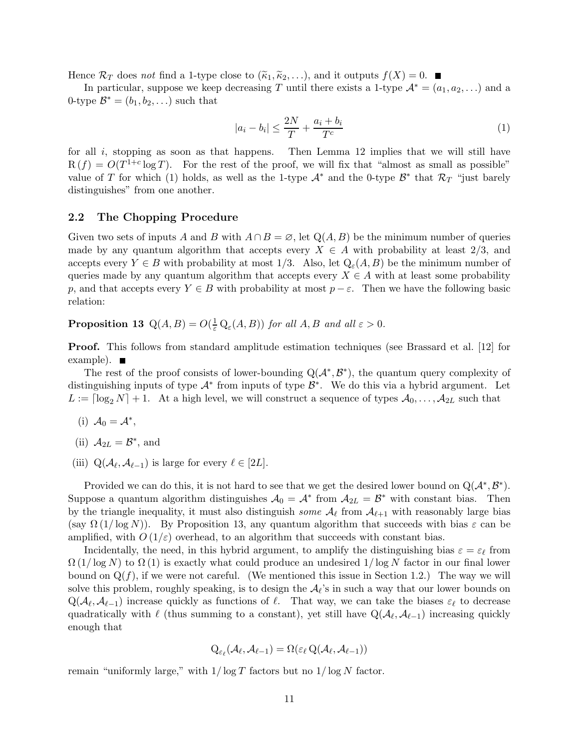Hence $\mathcal{R}_T$ does *not* find a 1-type close to $(\widetilde{\kappa}_1, \widetilde{\kappa}_2, \ldots)$, and it outputs $f(X) = 0$. ■

In particular, suppose we keep decreasing $T$ until there exists a 1-type $\mathcal{A}^* = (a_1, a_2, \ldots)$ and a 0-type $\mathcal{B}^* = (b_1, b_2, \ldots)$ such that

$$|a_i - b_i| \leq \frac{2N}{T} + \frac{a_i + b_i}{T^c} \tag{1}$$

for all $i$, stopping as soon as that happens. Then Lemma 12 implies that we will still have $\mathrm{R}(f) = O(T^{1+c} \log T)$. For the rest of the proof, we will fix that "almost as small as possible" value of $T$ for which (1) holds, as well as the 1-type $\mathcal{A}^*$ and the 0-type $\mathcal{B}^*$ that $\mathcal{R}_T$ "just barely distinguishes" from one another.

## 2.2 The Chopping Procedure

Given two sets of inputs $A$ and $B$ with $A \cap B = \varnothing$, let $\mathrm{Q}(A, B)$ be the minimum number of queries made by any quantum algorithm that accepts every $X \in A$ with probability at least 2/3, and accepts every $Y \in B$ with probability at most 1/3. Also, let $\mathrm{Q}_\varepsilon(A, B)$ be the minimum number of queries made by any quantum algorithm that accepts every $X \in A$ with at least some probability $p$, and that accepts every $Y \in B$ with probability at most $p - \varepsilon$. Then we have the following basic relation:

**Proposition 13** *$\mathrm{Q}(A, B) = O(\frac{1}{\varepsilon} \mathrm{Q}_\varepsilon(A, B))$ for all $A, B$ and all $\varepsilon > 0$.*

**Proof.** This follows from standard amplitude estimation techniques (see Brassard et al. [12] for example). ■

The rest of the proof consists of lower-bounding $\mathrm{Q}(\mathcal{A}^*, \mathcal{B}^*)$, the quantum query complexity of distinguishing inputs of type $\mathcal{A}^*$ from inputs of type $\mathcal{B}^*$. We do this via a hybrid argument. Let $L := \lceil \log_2 N \rceil + 1$. At a high level, we will construct a sequence of types $\mathcal{A}_0, \ldots, \mathcal{A}_{2L}$ such that

(i) $\mathcal{A}_0 = \mathcal{A}^*$,

(ii) $\mathcal{A}_{2L} = \mathcal{B}^*$, and

(iii) $\mathrm{Q}(\mathcal{A}_\ell, \mathcal{A}_{\ell-1})$ is large for every $\ell \in [2L]$.

Provided we can do this, it is not hard to see that we get the desired lower bound on $\mathrm{Q}(\mathcal{A}^*, \mathcal{B}^*)$. Suppose a quantum algorithm distinguishes $\mathcal{A}_0 = \mathcal{A}^*$ from $\mathcal{A}_{2L} = \mathcal{B}^*$ with constant bias. Then by the triangle inequality, it must also distinguish *some* $\mathcal{A}_\ell$ from $\mathcal{A}_{\ell+1}$ with reasonably large bias (say $\Omega(1/\log N)$). By Proposition 13, any quantum algorithm that succeeds with bias $\varepsilon$ can be amplified, with $O(1/\varepsilon)$ overhead, to an algorithm that succeeds with constant bias.

Incidentally, the need, in this hybrid argument, to amplify the distinguishing bias $\varepsilon = \varepsilon_\ell$ from $\Omega(1/\log N)$ to $\Omega(1)$ is exactly what could produce an undesired $1/\log N$ factor in our final lower bound on $\mathrm{Q}(f)$, if we were not careful. (We mentioned this issue in Section 1.2.) The way we will solve this problem, roughly speaking, is to design the $\mathcal{A}_\ell$'s in such a way that our lower bounds on $\mathrm{Q}(\mathcal{A}_\ell, \mathcal{A}_{\ell-1})$ increase quickly as functions of $\ell$. That way, we can take the biases $\varepsilon_\ell$ to decrease quadratically with $\ell$ (thus summing to a constant), yet still have $\mathrm{Q}(\mathcal{A}_\ell, \mathcal{A}_{\ell-1})$ increasing quickly enough that

$$\mathrm{Q}_{\varepsilon_\ell}(\mathcal{A}_\ell, \mathcal{A}_{\ell-1}) = \Omega(\varepsilon_\ell \, \mathrm{Q}(\mathcal{A}_\ell, \mathcal{A}_{\ell-1}))$$

remain "uniformly large," with $1/\log T$ factors but no $1/\log N$ factor.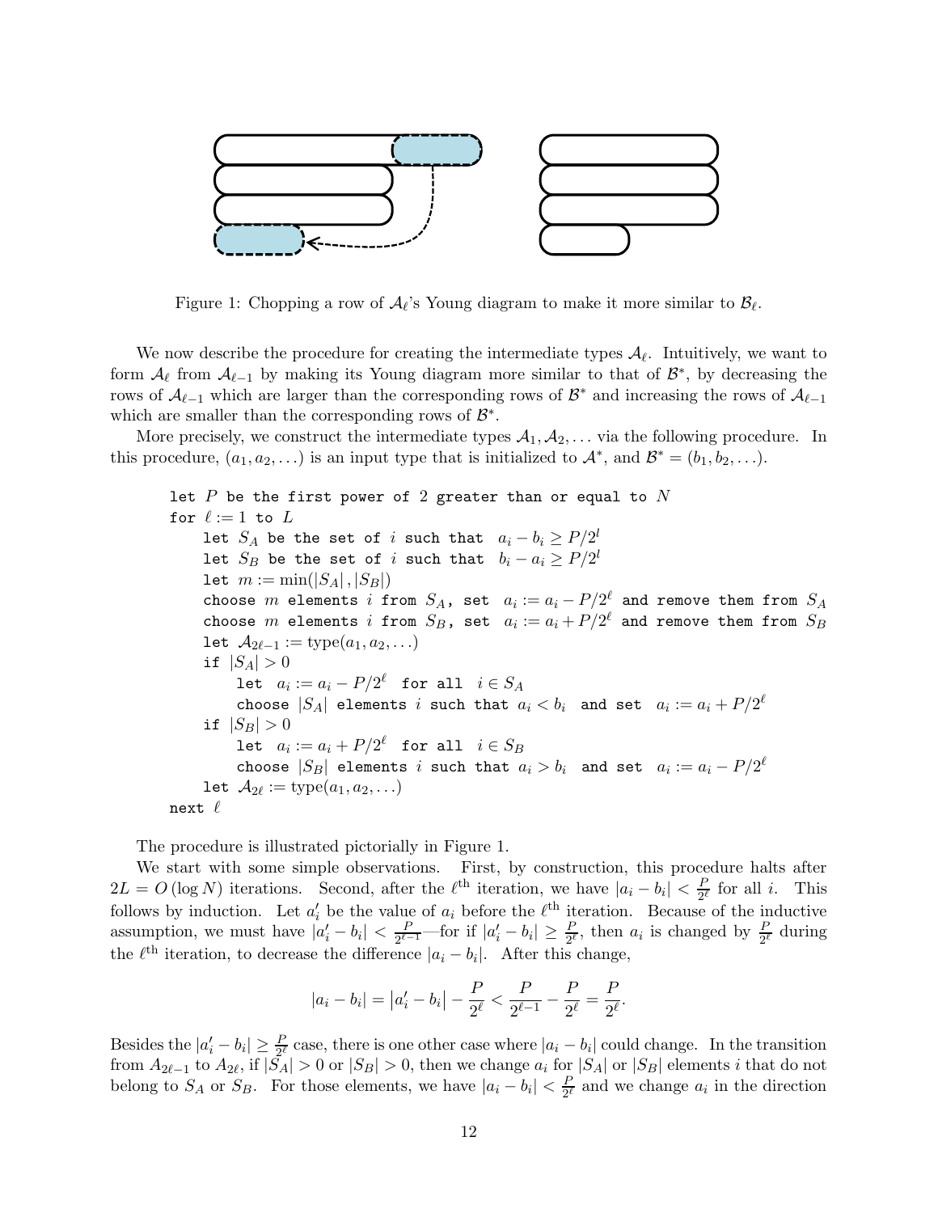Figure 1: Chopping a row of $\mathcal{A}_\ell$'s Young diagram to make it more similar to $\mathcal{B}_\ell$.

We now describe the procedure for creating the intermediate types $\mathcal{A}_\ell$. Intuitively, we want to form $\mathcal{A}_\ell$ from $\mathcal{A}_{\ell-1}$ by making its Young diagram more similar to that of $\mathcal{B}^*$, by decreasing the rows of $\mathcal{A}_{\ell-1}$ which are larger than the corresponding rows of $\mathcal{B}^*$ and increasing the rows of $\mathcal{A}_{\ell-1}$ which are smaller than the corresponding rows of $\mathcal{B}^*$.

More precisely, we construct the intermediate types $\mathcal{A}_1, \mathcal{A}_2, \ldots$ via the following procedure. In this procedure, $(a_1, a_2, \ldots)$ is an input type that is initialized to $\mathcal{A}^*$, and $\mathcal{B}^* = (b_1, b_2, \ldots)$.

```
let P be the first power of 2 greater than or equal to N
for ℓ := 1 to L
    let S_A be the set of i such that  a_i − b_i ≥ P/2^l
    let S_B be the set of i such that  b_i − a_i ≥ P/2^l
    let m := min(|S_A|, |S_B|)
    choose m elements i from S_A, set  a_i := a_i − P/2^ℓ and remove them from S_A
    choose m elements i from S_B, set  a_i := a_i + P/2^ℓ and remove them from S_B
    let A_{2ℓ−1} := type(a_1, a_2, ...)
    if |S_A| > 0
        let  a_i := a_i − P/2^ℓ  for all  i ∈ S_A
        choose |S_A| elements i such that a_i < b_i  and set  a_i := a_i + P/2^ℓ
    if |S_B| > 0
        let  a_i := a_i + P/2^ℓ  for all  i ∈ S_B
        choose |S_B| elements i such that a_i > b_i  and set  a_i := a_i − P/2^ℓ
    let A_{2ℓ} := type(a_1, a_2, ...)
next ℓ
```

The procedure is illustrated pictorially in Figure 1.

We start with some simple observations. First, by construction, this procedure halts after $2L = O(\log N)$ iterations. Second, after the $\ell^{\text{th}}$ iteration, we have $|a_i - b_i| < \frac{P}{2^\ell}$ for all $i$. This follows by induction. Let $a_i'$ be the value of $a_i$ before the $\ell^{\text{th}}$ iteration. Because of the inductive assumption, we must have $|a_i' - b_i| < \frac{P}{2^{\ell-1}}$—for if $|a_i' - b_i| \geq \frac{P}{2^\ell}$, then $a_i$ is changed by $\frac{P}{2^\ell}$ during the $\ell^{\text{th}}$ iteration, to decrease the difference $|a_i - b_i|$. After this change,

$$|a_i - b_i| = |a_i' - b_i| - \frac{P}{2^\ell} < \frac{P}{2^{\ell-1}} - \frac{P}{2^\ell} = \frac{P}{2^\ell}.$$

Besides the $|a_i' - b_i| \geq \frac{P}{2^\ell}$ case, there is one other case where $|a_i - b_i|$ could change. In the transition from $A_{2\ell-1}$ to $A_{2\ell}$, if $|S_A| > 0$ or $|S_B| > 0$, then we change $a_i$ for $|S_A|$ or $|S_B|$ elements $i$ that do not belong to $S_A$ or $S_B$. For those elements, we have $|a_i - b_i| < \frac{P}{2^\ell}$ and we change $a_i$ in the direction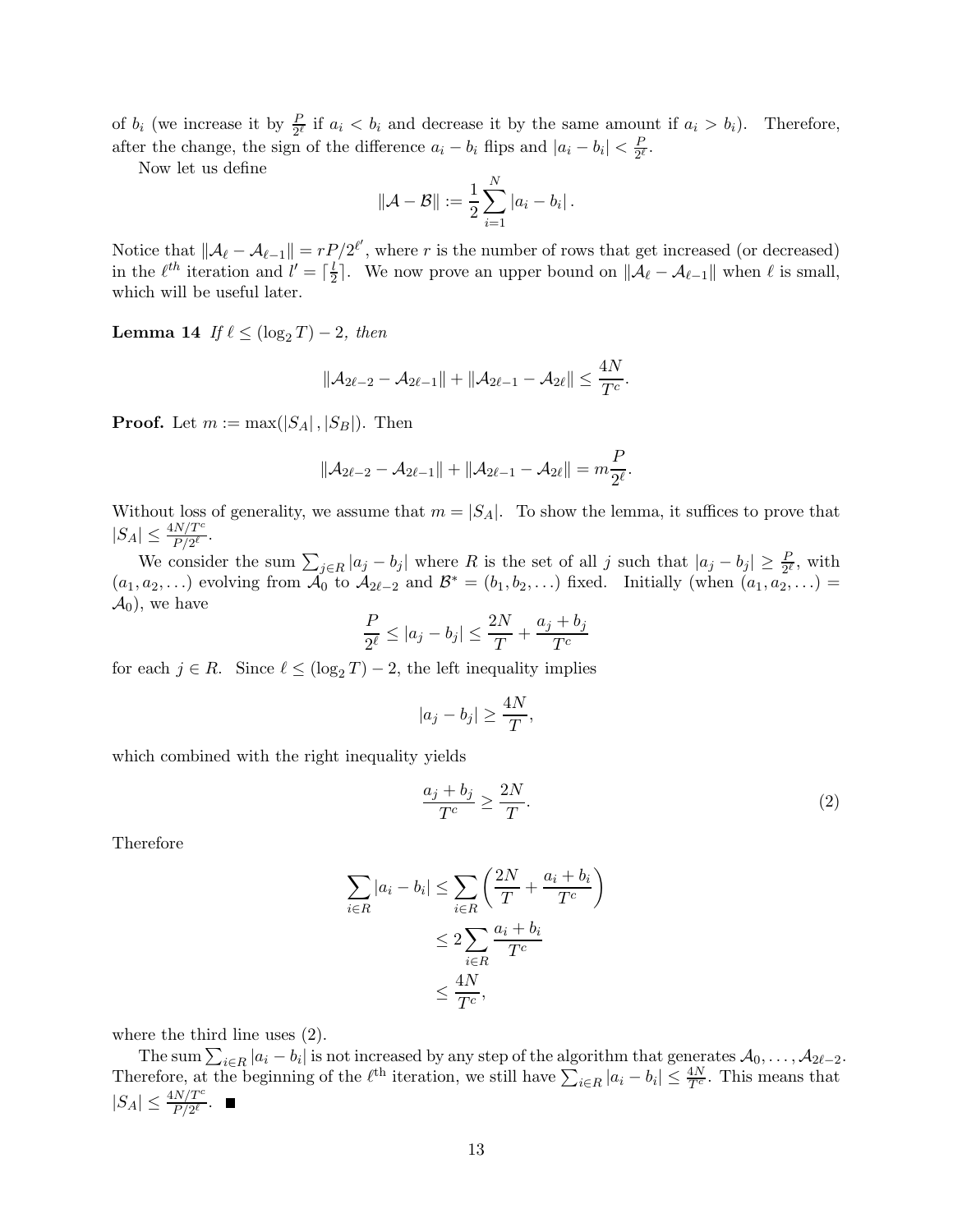of $b_i$ (we increase it by $\frac{P}{2^\ell}$ if $a_i < b_i$ and decrease it by the same amount if $a_i > b_i$). Therefore, after the change, the sign of the difference $a_i - b_i$ flips and $|a_i - b_i| < \frac{P}{2^\ell}$.

Now let us define

$$\|\mathcal{A} - \mathcal{B}\| := \frac{1}{2}\sum_{i=1}^{N} |a_i - b_i|.$$

Notice that $\|\mathcal{A}_\ell - \mathcal{A}_{\ell-1}\| = rP/2^{\ell'}$, where $r$ is the number of rows that get increased (or decreased) in the $\ell^{th}$ iteration and $l' = \lceil \frac{l}{2} \rceil$. We now prove an upper bound on $\|\mathcal{A}_\ell - \mathcal{A}_{\ell-1}\|$ when $\ell$ is small, which will be useful later.

**Lemma 14** *If $\ell \leq (\log_2 T) - 2$, then*

$$\|\mathcal{A}_{2\ell-2} - \mathcal{A}_{2\ell-1}\| + \|\mathcal{A}_{2\ell-1} - \mathcal{A}_{2\ell}\| \leq \frac{4N}{T^c}.$$

**Proof.** Let $m := \max(|S_A|, |S_B|)$. Then

$$\|\mathcal{A}_{2\ell-2} - \mathcal{A}_{2\ell-1}\| + \|\mathcal{A}_{2\ell-1} - \mathcal{A}_{2\ell}\| = m\frac{P}{2^\ell}.$$

Without loss of generality, we assume that $m = |S_A|$. To show the lemma, it suffices to prove that $|S_A| \leq \frac{4N/T^c}{P/2^\ell}$.

We consider the sum $\sum_{j \in R} |a_j - b_j|$ where $R$ is the set of all $j$ such that $|a_j - b_j| \geq \frac{P}{2^\ell}$, with $(a_1, a_2, \ldots)$ evolving from $\mathcal{A}_0$ to $\mathcal{A}_{2\ell-2}$ and $\mathcal{B}^* = (b_1, b_2, \ldots)$ fixed. Initially (when $(a_1, a_2, \ldots) = \mathcal{A}_0$), we have

$$\frac{P}{2^\ell} \leq |a_j - b_j| \leq \frac{2N}{T} + \frac{a_j + b_j}{T^c}$$

for each $j \in R$. Since $\ell \leq (\log_2 T) - 2$, the left inequality implies

$$|a_j - b_j| \geq \frac{4N}{T},$$

which combined with the right inequality yields

$$\frac{a_j + b_j}{T^c} \geq \frac{2N}{T}. \tag{2}$$

Therefore

$$\begin{aligned}
\sum_{i \in R} |a_i - b_i| &\leq \sum_{i \in R} \left( \frac{2N}{T} + \frac{a_i + b_i}{T^c} \right) \\
&\leq 2 \sum_{i \in R} \frac{a_i + b_i}{T^c} \\
&\leq \frac{4N}{T^c},
\end{aligned}$$

where the third line uses (2).

The sum $\sum_{i \in R} |a_i - b_i|$ is not increased by any step of the algorithm that generates $\mathcal{A}_0, \ldots, \mathcal{A}_{2\ell-2}$. Therefore, at the beginning of the $\ell^{\text{th}}$ iteration, we still have $\sum_{i \in R} |a_i - b_i| \leq \frac{4N}{T^c}$. This means that $|S_A| \leq \frac{4N/T^c}{P/2^\ell}$. ■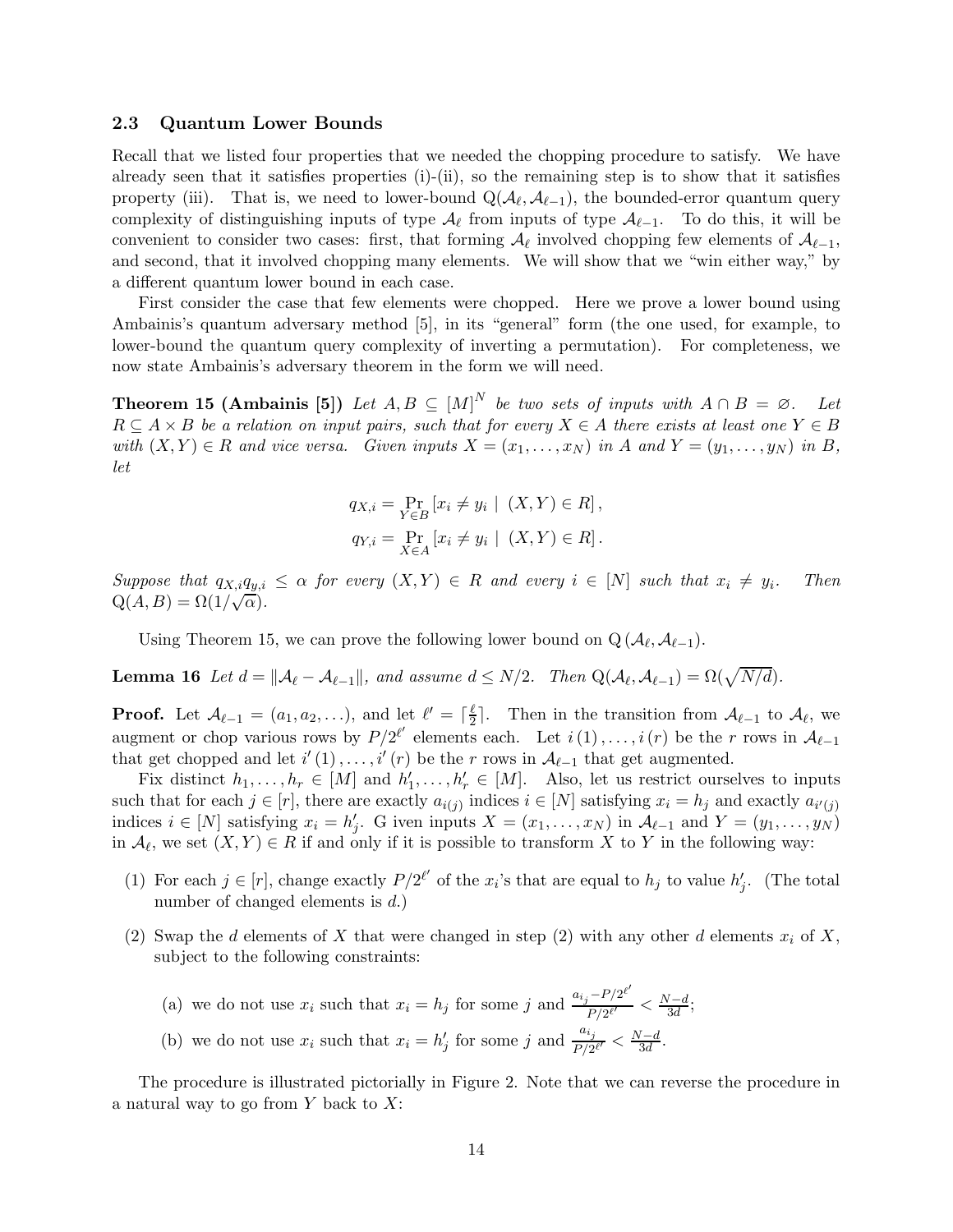### 2.3 Quantum Lower Bounds

Recall that we listed four properties that we needed the chopping procedure to satisfy. We have already seen that it satisfies properties (i)-(ii), so the remaining step is to show that it satisfies property (iii). That is, we need to lower-bound $\mathrm{Q}(\mathcal{A}_\ell, \mathcal{A}_{\ell-1})$, the bounded-error quantum query complexity of distinguishing inputs of type $\mathcal{A}_\ell$ from inputs of type $\mathcal{A}_{\ell-1}$. To do this, it will be convenient to consider two cases: first, that forming $\mathcal{A}_\ell$ involved chopping few elements of $\mathcal{A}_{\ell-1}$, and second, that it involved chopping many elements. We will show that we "win either way," by a different quantum lower bound in each case.

First consider the case that few elements were chopped. Here we prove a lower bound using Ambainis's quantum adversary method [5], in its "general" form (the one used, for example, to lower-bound the quantum query complexity of inverting a permutation). For completeness, we now state Ambainis's adversary theorem in the form we will need.

**Theorem 15 (Ambainis [5])** *Let $A, B \subseteq [M]^N$ be two sets of inputs with $A \cap B = \varnothing$. Let $R \subseteq A \times B$ be a relation on input pairs, such that for every $X \in A$ there exists at least one $Y \in B$ with $(X, Y) \in R$ and vice versa. Given inputs $X = (x_1, \ldots, x_N)$ in $A$ and $Y = (y_1, \ldots, y_N)$ in $B$, let*

$$q_{X,i} = \Pr_{Y \in B}[x_i \neq y_i \mid (X, Y) \in R],$$
$$q_{Y,i} = \Pr_{X \in A}[x_i \neq y_i \mid (X, Y) \in R].$$

*Suppose that $q_{X,i} q_{y,i} \leq \alpha$ for every $(X, Y) \in R$ and every $i \in [N]$ such that $x_i \neq y_i$. Then $\mathrm{Q}(A, B) = \Omega(1/\sqrt{\alpha})$.*

Using Theorem 15, we can prove the following lower bound on $\mathrm{Q}(\mathcal{A}_\ell, \mathcal{A}_{\ell-1})$.

**Lemma 16** *Let $d = \|\mathcal{A}_\ell - \mathcal{A}_{\ell-1}\|$, and assume $d \leq N/2$. Then $\mathrm{Q}(\mathcal{A}_\ell, \mathcal{A}_{\ell-1}) = \Omega(\sqrt{N/d})$.*

**Proof.** Let $\mathcal{A}_{\ell-1} = (a_1, a_2, \ldots)$, and let $\ell' = \lceil \frac{\ell}{2} \rceil$. Then in the transition from $\mathcal{A}_{\ell-1}$ to $\mathcal{A}_\ell$, we augment or chop various rows by $P/2^{\ell'}$ elements each. Let $i(1), \ldots, i(r)$ be the $r$ rows in $\mathcal{A}_{\ell-1}$ that get chopped and let $i'(1), \ldots, i'(r)$ be the $r$ rows in $\mathcal{A}_{\ell-1}$ that get augmented.

Fix distinct $h_1, \ldots, h_r \in [M]$ and $h'_1, \ldots, h'_r \in [M]$. Also, let us restrict ourselves to inputs such that for each $j \in [r]$, there are exactly $a_{i(j)}$ indices $i \in [N]$ satisfying $x_i = h_j$ and exactly $a_{i'(j)}$ indices $i \in [N]$ satisfying $x_i = h'_j$. G iven inputs $X = (x_1, \ldots, x_N)$ in $\mathcal{A}_{\ell-1}$ and $Y = (y_1, \ldots, y_N)$ in $\mathcal{A}_\ell$, we set $(X, Y) \in R$ if and only if it is possible to transform $X$ to $Y$ in the following way:

1. For each $j \in [r]$, change exactly $P/2^{\ell'}$ of the $x_i$'s that are equal to $h_j$ to value $h'_j$. (The total number of changed elements is $d$.)
2. Swap the $d$ elements of $X$ that were changed in step (2) with any other $d$ elements $x_i$ of $X$, subject to the following constraints:
   (a) we do not use $x_i$ such that $x_i = h_j$ for some $j$ and $\frac{a_{i_j} - P/2^{\ell'}}{P/2^{\ell'}} < \frac{N-d}{3d}$;
   (b) we do not use $x_i$ such that $x_i = h'_j$ for some $j$ and $\frac{a_{i_j}}{P/2^{\ell'}} < \frac{N-d}{3d}$.

The procedure is illustrated pictorially in Figure 2. Note that we can reverse the procedure in a natural way to go from $Y$ back to $X$: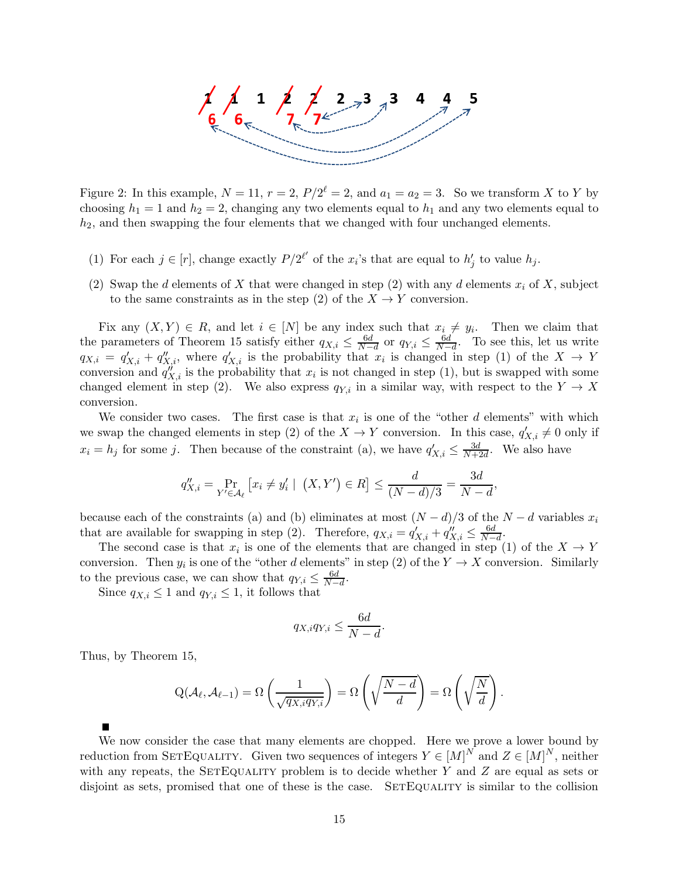Figure 2: In this example, $N = 11$, $r = 2$, $P/2^{\ell} = 2$, and $a_1 = a_2 = 3$. So we transform $X$ to $Y$ by choosing $h_1 = 1$ and $h_2 = 2$, changing any two elements equal to $h_1$ and any two elements equal to $h_2$, and then swapping the four elements that we changed with four unchanged elements.

(1) For each $j \in [r]$, change exactly $P/2^{\ell'}$ of the $x_i$'s that are equal to $h'_j$ to value $h_j$.

(2) Swap the $d$ elements of $X$ that were changed in step (2) with any $d$ elements $x_i$ of $X$, subject to the same constraints as in the step (2) of the $X \to Y$ conversion.

Fix any $(X, Y) \in R$, and let $i \in [N]$ be any index such that $x_i \neq y_i$. Then we claim that the parameters of Theorem 15 satisfy either $q_{X,i} \leq \frac{6d}{N-d}$ or $q_{Y,i} \leq \frac{6d}{N-d}$. To see this, let us write $q_{X,i} = q'_{X,i} + q''_{X,i}$, where $q'_{X,i}$ is the probability that $x_i$ is changed in step (1) of the $X \to Y$ conversion and $q''_{X,i}$ is the probability that $x_i$ is not changed in step (1), but is swapped with some changed element in step (2). We also express $q_{Y,i}$ in a similar way, with respect to the $Y \to X$ conversion.

We consider two cases. The first case is that $x_i$ is one of the "other $d$ elements" with which we swap the changed elements in step (2) of the $X \to Y$ conversion. In this case, $q'_{X,i} \neq 0$ only if $x_i = h_j$ for some $j$. Then because of the constraint (a), we have $q'_{X,i} \leq \frac{3d}{N+2d}$. We also have

$$q''_{X,i} = \Pr_{Y' \in \mathcal{A}_\ell}\left[x_i \neq y'_i \mid (X, Y') \in R\right] \leq \frac{d}{(N-d)/3} = \frac{3d}{N-d},$$

because each of the constraints (a) and (b) eliminates at most $(N-d)/3$ of the $N-d$ variables $x_i$ that are available for swapping in step (2). Therefore, $q_{X,i} = q'_{X,i} + q''_{X,i} \leq \frac{6d}{N-d}$.

The second case is that $x_i$ is one of the elements that are changed in step (1) of the $X \to Y$ conversion. Then $y_i$ is one of the "other $d$ elements" in step (2) of the $Y \to X$ conversion. Similarly to the previous case, we can show that $q_{Y,i} \leq \frac{6d}{N-d}$.

Since $q_{X,i} \leq 1$ and $q_{Y,i} \leq 1$, it follows that

$$q_{X,i} q_{Y,i} \leq \frac{6d}{N-d}.$$

Thus, by Theorem 15,

$$\mathrm{Q}(\mathcal{A}_\ell, \mathcal{A}_{\ell-1}) = \Omega\left(\frac{1}{\sqrt{q_{X,i} q_{Y,i}}}\right) = \Omega\left(\sqrt{\frac{N-d}{d}}\right) = \Omega\left(\sqrt{\frac{N}{d}}\right).$$

■

We now consider the case that many elements are chopped. Here we prove a lower bound by reduction from SetEquality. Given two sequences of integers $Y \in [M]^N$ and $Z \in [M]^N$, neither with any repeats, the SetEquality problem is to decide whether $Y$ and $Z$ are equal as sets or disjoint as sets, promised that one of these is the case. SetEquality is similar to the collision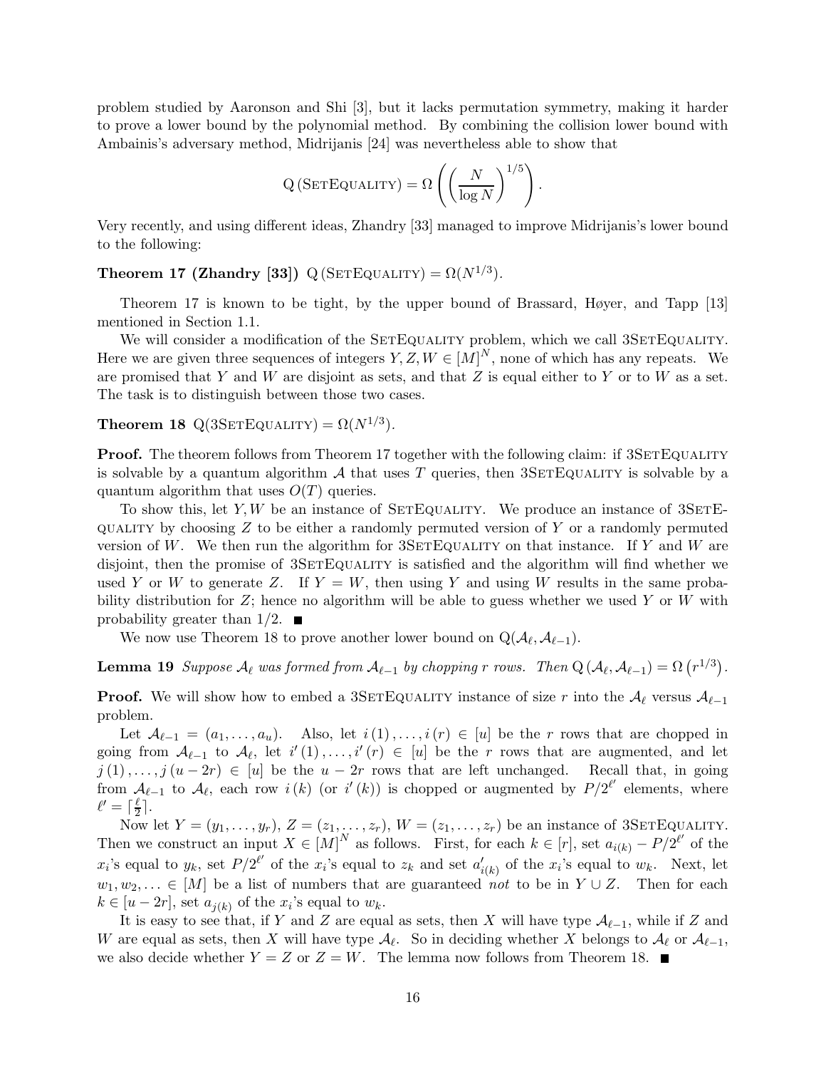problem studied by Aaronson and Shi [3], but it lacks permutation symmetry, making it harder to prove a lower bound by the polynomial method. By combining the collision lower bound with Ambainis's adversary method, Midrijanis [24] was nevertheless able to show that

$$\mathrm{Q}\left(\textsc{SetEquality}\right) = \Omega\left(\left(\frac{N}{\log N}\right)^{1/5}\right).$$

Very recently, and using different ideas, Zhandry [33] managed to improve Midrijanis's lower bound to the following:

**Theorem 17 (Zhandry [33])** $\mathrm{Q}\left(\textsc{SetEquality}\right) = \Omega(N^{1/3})$.

Theorem 17 is known to be tight, by the upper bound of Brassard, Høyer, and Tapp [13] mentioned in Section 1.1.

We will consider a modification of the SetEquality problem, which we call 3SetEquality. Here we are given three sequences of integers $Y, Z, W \in [M]^N$, none of which has any repeats. We are promised that $Y$ and $W$ are disjoint as sets, and that $Z$ is equal either to $Y$ or to $W$ as a set. The task is to distinguish between those two cases.

**Theorem 18** $\mathrm{Q}(\textsc{3SetEquality}) = \Omega(N^{1/3})$.

**Proof.** The theorem follows from Theorem 17 together with the following claim: if 3SetEquality is solvable by a quantum algorithm $\mathcal{A}$ that uses $T$ queries, then 3SetEquality is solvable by a quantum algorithm that uses $O(T)$ queries.

To show this, let $Y, W$ be an instance of SetEquality. We produce an instance of 3SetEquality by choosing $Z$ to be either a randomly permuted version of $Y$ or a randomly permuted version of $W$. We then run the algorithm for 3SetEquality on that instance. If $Y$ and $W$ are disjoint, then the promise of 3SetEquality is satisfied and the algorithm will find whether we used $Y$ or $W$ to generate $Z$. If $Y = W$, then using $Y$ and using $W$ results in the same probability distribution for $Z$; hence no algorithm will be able to guess whether we used $Y$ or $W$ with probability greater than $1/2$. ■

We now use Theorem 18 to prove another lower bound on $\mathrm{Q}(\mathcal{A}_\ell, \mathcal{A}_{\ell-1})$.

**Lemma 19** *Suppose $\mathcal{A}_\ell$ was formed from $\mathcal{A}_{\ell-1}$ by chopping $r$ rows. Then* $\mathrm{Q}\left(\mathcal{A}_\ell, \mathcal{A}_{\ell-1}\right) = \Omega\left(r^{1/3}\right)$.

**Proof.** We will show how to embed a 3SetEquality instance of size $r$ into the $\mathcal{A}_\ell$ versus $\mathcal{A}_{\ell-1}$ problem.

Let $\mathcal{A}_{\ell-1} = (a_1, \ldots, a_u)$. Also, let $i(1), \ldots, i(r) \in [u]$ be the $r$ rows that are chopped in going from $\mathcal{A}_{\ell-1}$ to $\mathcal{A}_\ell$, let $i'(1), \ldots, i'(r) \in [u]$ be the $r$ rows that are augmented, and let $j(1), \ldots, j(u-2r) \in [u]$ be the $u - 2r$ rows that are left unchanged. Recall that, in going from $\mathcal{A}_{\ell-1}$ to $\mathcal{A}_\ell$, each row $i(k)$ (or $i'(k)$) is chopped or augmented by $P/2^{\ell'}$ elements, where $\ell' = \lceil \frac{\ell}{2} \rceil$.

Now let $Y = (y_1, \ldots, y_r)$, $Z = (z_1, \ldots, z_r)$, $W = (z_1, \ldots, z_r)$ be an instance of 3SetEquality. Then we construct an input $X \in [M]^N$ as follows. First, for each $k \in [r]$, set $a_{i(k)} - P/2^{\ell'}$ of the $x_i$'s equal to $y_k$, set $P/2^{\ell'}$ of the $x_i$'s equal to $z_k$ and set $a'_{i(k)}$ of the $x_i$'s equal to $w_k$. Next, let $w_1, w_2, \ldots \in [M]$ be a list of numbers that are guaranteed *not* to be in $Y \cup Z$. Then for each $k \in [u - 2r]$, set $a_{j(k)}$ of the $x_i$'s equal to $w_k$.

It is easy to see that, if $Y$ and $Z$ are equal as sets, then $X$ will have type $\mathcal{A}_{\ell-1}$, while if $Z$ and $W$ are equal as sets, then $X$ will have type $\mathcal{A}_\ell$. So in deciding whether $X$ belongs to $\mathcal{A}_\ell$ or $\mathcal{A}_{\ell-1}$, we also decide whether $Y = Z$ or $Z = W$. The lemma now follows from Theorem 18. ■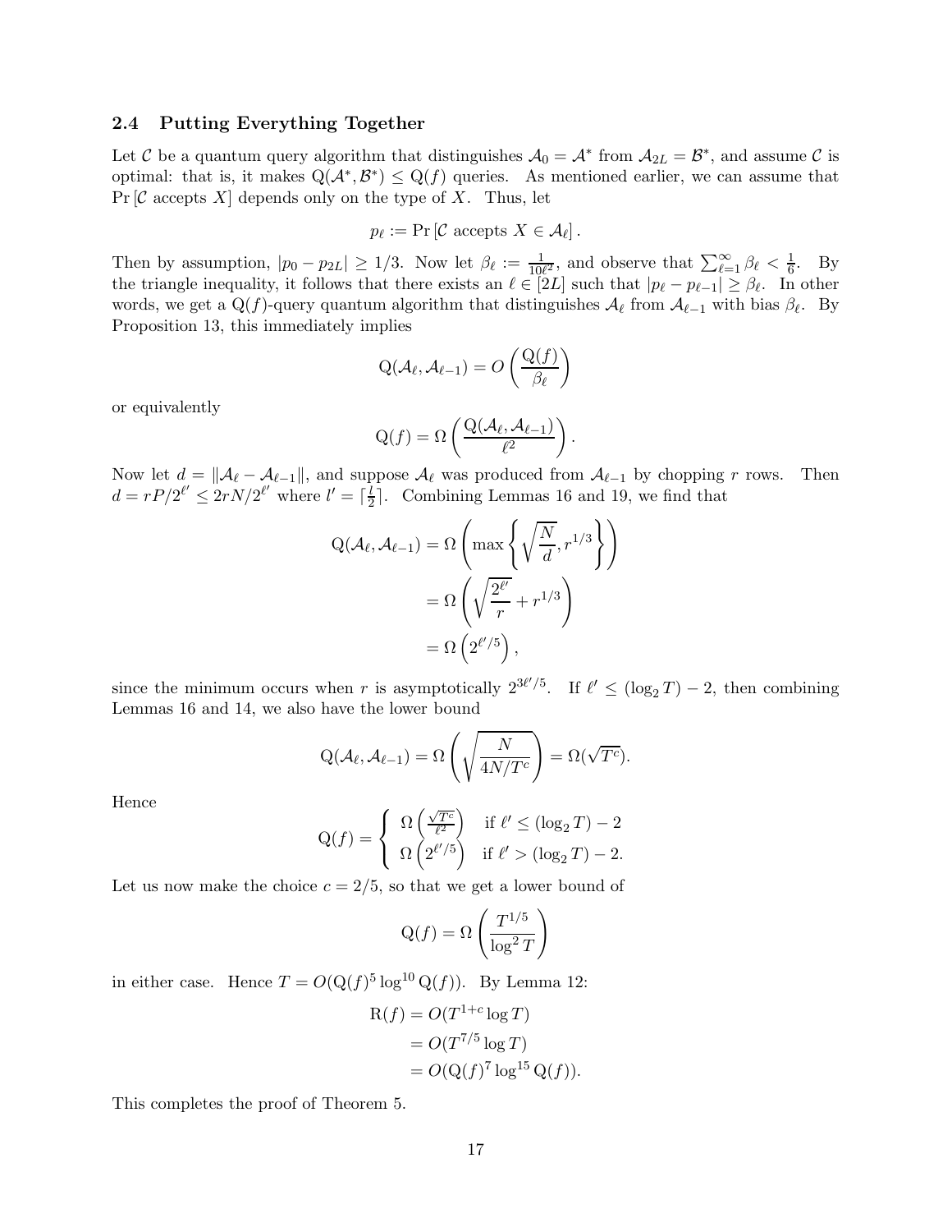### 2.4 Putting Everything Together

Let $\mathcal{C}$ be a quantum query algorithm that distinguishes $\mathcal{A}_0 = \mathcal{A}^*$ from $\mathcal{A}_{2L} = \mathcal{B}^*$, and assume $\mathcal{C}$ is optimal: that is, it makes $\mathrm{Q}(\mathcal{A}^*, \mathcal{B}^*) \leq \mathrm{Q}(f)$ queries. As mentioned earlier, we can assume that $\Pr[\mathcal{C} \text{ accepts } X]$ depends only on the type of $X$. Thus, let

$$p_\ell := \Pr[\mathcal{C} \text{ accepts } X \in \mathcal{A}_\ell].$$

Then by assumption, $|p_0 - p_{2L}| \geq 1/3$. Now let $\beta_\ell := \frac{1}{10\ell^2}$, and observe that $\sum_{\ell=1}^{\infty} \beta_\ell < \frac{1}{6}$. By the triangle inequality, it follows that there exists an $\ell \in [2L]$ such that $|p_\ell - p_{\ell-1}| \geq \beta_\ell$. In other words, we get a $\mathrm{Q}(f)$-query quantum algorithm that distinguishes $\mathcal{A}_\ell$ from $\mathcal{A}_{\ell-1}$ with bias $\beta_\ell$. By Proposition 13, this immediately implies

$$\mathrm{Q}(\mathcal{A}_\ell, \mathcal{A}_{\ell-1}) = O\left(\frac{\mathrm{Q}(f)}{\beta_\ell}\right)$$

or equivalently

$$\mathrm{Q}(f) = \Omega\left(\frac{\mathrm{Q}(\mathcal{A}_\ell, \mathcal{A}_{\ell-1})}{\ell^2}\right).$$

Now let $d = \|\mathcal{A}_\ell - \mathcal{A}_{\ell-1}\|$, and suppose $\mathcal{A}_\ell$ was produced from $\mathcal{A}_{\ell-1}$ by chopping $r$ rows. Then $d = rP/2^{\ell'} \leq 2rN/2^{\ell'}$ where $l' = \lceil \frac{l}{2} \rceil$. Combining Lemmas 16 and 19, we find that

$$\begin{aligned}
\mathrm{Q}(\mathcal{A}_\ell, \mathcal{A}_{\ell-1}) &= \Omega\left(\max\left\{\sqrt{\frac{N}{d}}, r^{1/3}\right\}\right) \\
&= \Omega\left(\sqrt{\frac{2^{\ell'}}{r}} + r^{1/3}\right) \\
&= \Omega\left(2^{\ell'/5}\right),
\end{aligned}$$

since the minimum occurs when $r$ is asymptotically $2^{3\ell'/5}$. If $\ell' \leq (\log_2 T) - 2$, then combining Lemmas 16 and 14, we also have the lower bound

$$\mathrm{Q}(\mathcal{A}_\ell, \mathcal{A}_{\ell-1}) = \Omega\left(\sqrt{\frac{N}{4N/T^c}}\right) = \Omega(\sqrt{T^c}).$$

Hence

$$\mathrm{Q}(f) = \begin{cases} \Omega\left(\frac{\sqrt{T^c}}{\ell^2}\right) & \text{if } \ell' \leq (\log_2 T) - 2 \\ \Omega\left(2^{\ell'/5}\right) & \text{if } \ell' > (\log_2 T) - 2. \end{cases}$$

Let us now make the choice $c = 2/5$, so that we get a lower bound of

$$\mathrm{Q}(f) = \Omega\left(\frac{T^{1/5}}{\log^2 T}\right)$$

in either case. Hence $T = O(\mathrm{Q}(f)^5 \log^{10} \mathrm{Q}(f))$. By Lemma 12:

$$\begin{aligned}
\mathrm{R}(f) &= O(T^{1+c} \log T) \\
&= O(T^{7/5} \log T) \\
&= O(\mathrm{Q}(f)^7 \log^{15} \mathrm{Q}(f)).
\end{aligned}$$

This completes the proof of Theorem 5.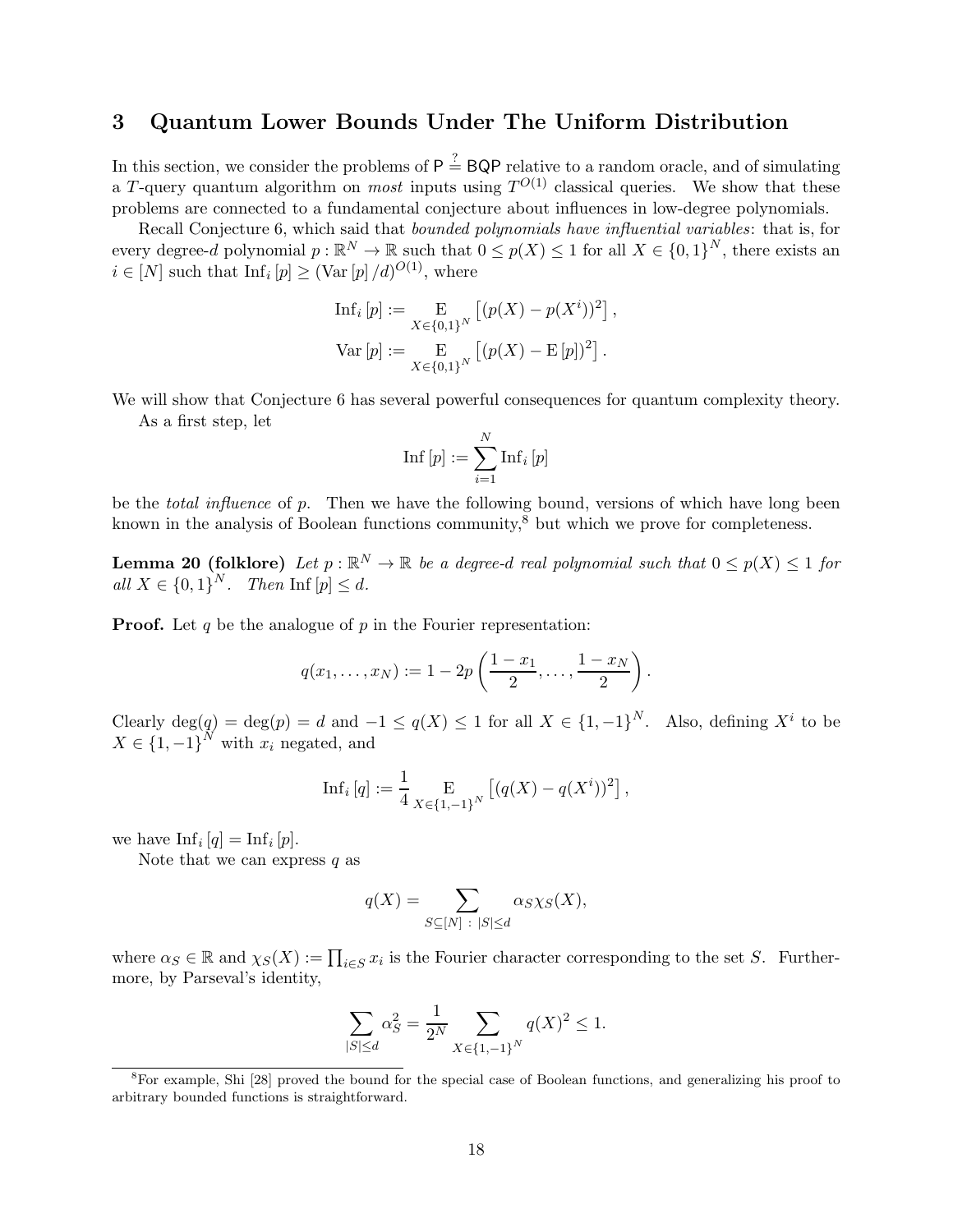# 3 Quantum Lower Bounds Under The Uniform Distribution

In this section, we consider the problems of $\mathsf{P} \stackrel{?}{=} \mathsf{BQP}$ relative to a random oracle, and of simulating a $T$-query quantum algorithm on *most* inputs using $T^{O(1)}$ classical queries. We show that these problems are connected to a fundamental conjecture about influences in low-degree polynomials.

Recall Conjecture 6, which said that *bounded polynomials have influential variables*: that is, for every degree-$d$ polynomial $p : \mathbb{R}^N \to \mathbb{R}$ such that $0 \leq p(X) \leq 1$ for all $X \in \{0,1\}^N$, there exists an $i \in [N]$ such that $\operatorname{Inf}_i[p] \geq (\operatorname{Var}[p]/d)^{O(1)}$, where

$$\operatorname{Inf}_i[p] := \operatorname*{E}_{X \in \{0,1\}^N}\left[(p(X) - p(X^i))^2\right],$$
$$\operatorname{Var}[p] := \operatorname*{E}_{X \in \{0,1\}^N}\left[(p(X) - \operatorname{E}[p])^2\right].$$

We will show that Conjecture 6 has several powerful consequences for quantum complexity theory.

As a first step, let

$$\operatorname{Inf}[p] := \sum_{i=1}^{N} \operatorname{Inf}_i[p]$$

be the *total influence* of $p$. Then we have the following bound, versions of which have long been known in the analysis of Boolean functions community,[8] but which we prove for completeness.

**Lemma 20 (folklore)** *Let $p : \mathbb{R}^N \to \mathbb{R}$ be a degree-$d$ real polynomial such that $0 \leq p(X) \leq 1$ for all $X \in \{0,1\}^N$. Then $\operatorname{Inf}[p] \leq d$.*

**Proof.** Let $q$ be the analogue of $p$ in the Fourier representation:

$$q(x_1, \ldots, x_N) := 1 - 2p\left(\frac{1-x_1}{2}, \ldots, \frac{1-x_N}{2}\right).$$

Clearly $\deg(q) = \deg(p) = d$ and $-1 \leq q(X) \leq 1$ for all $X \in \{1,-1\}^N$. Also, defining $X^i$ to be $X \in \{1,-1\}^N$ with $x_i$ negated, and

$$\operatorname{Inf}_i[q] := \frac{1}{4} \operatorname*{E}_{X \in \{1,-1\}^N}\left[(q(X) - q(X^i))^2\right],$$

we have $\operatorname{Inf}_i[q] = \operatorname{Inf}_i[p]$.

Note that we can express $q$ as

$$q(X) = \sum_{S \subseteq [N] \,:\, |S| \leq d} \alpha_S \chi_S(X),$$

where $\alpha_S \in \mathbb{R}$ and $\chi_S(X) := \prod_{i \in S} x_i$ is the Fourier character corresponding to the set $S$. Furthermore, by Parseval's identity,

$$\sum_{|S| \leq d} \alpha_S^2 = \frac{1}{2^N} \sum_{X \in \{1,-1\}^N} q(X)^2 \leq 1.$$

[8] For example, Shi [28] proved the bound for the special case of Boolean functions, and generalizing his proof to arbitrary bounded functions is straightforward.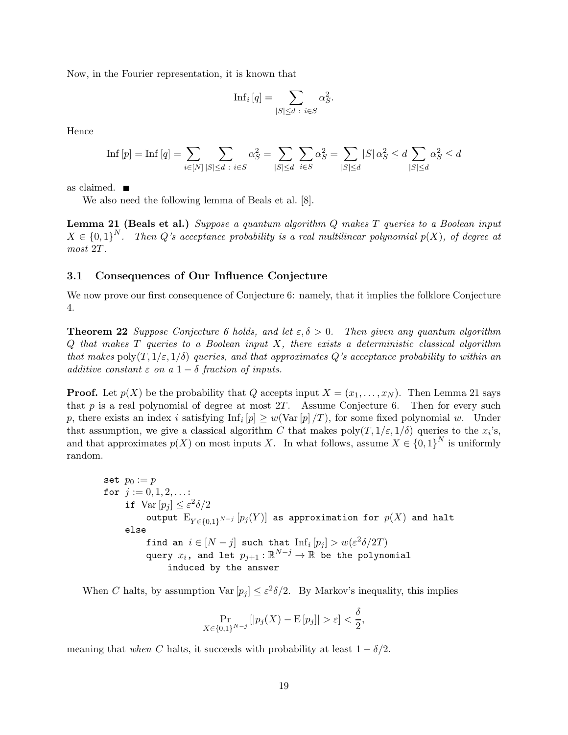Now, in the Fourier representation, it is known that

$$\mathrm{Inf}_i[q] = \sum_{|S|\leq d\,:\, i\in S} \alpha_S^2.$$

Hence

$$\mathrm{Inf}[p] = \mathrm{Inf}[q] = \sum_{i\in[N]} \sum_{|S|\leq d\,:\, i\in S} \alpha_S^2 = \sum_{|S|\leq d} \sum_{i\in S} \alpha_S^2 = \sum_{|S|\leq d} |S|\, \alpha_S^2 \leq d \sum_{|S|\leq d} \alpha_S^2 \leq d$$

as claimed. ■

We also need the following lemma of Beals et al. [8].

**Lemma 21 (Beals et al.)** *Suppose a quantum algorithm $Q$ makes $T$ queries to a Boolean input $X \in \{0,1\}^N$. Then $Q$'s acceptance probability is a real multilinear polynomial $p(X)$, of degree at most $2T$.*

### 3.1 Consequences of Our Influence Conjecture

We now prove our first consequence of Conjecture 6: namely, that it implies the folklore Conjecture 4.

**Theorem 22** *Suppose Conjecture 6 holds, and let $\varepsilon, \delta > 0$. Then given any quantum algorithm $Q$ that makes $T$ queries to a Boolean input $X$, there exists a deterministic classical algorithm that makes $\mathrm{poly}(T, 1/\varepsilon, 1/\delta)$ queries, and that approximates $Q$'s acceptance probability to within an additive constant $\varepsilon$ on a $1-\delta$ fraction of inputs.*

**Proof.** Let $p(X)$ be the probability that $Q$ accepts input $X = (x_1, \ldots, x_N)$. Then Lemma 21 says that $p$ is a real polynomial of degree at most $2T$. Assume Conjecture 6. Then for every such $p$, there exists an index $i$ satisfying $\mathrm{Inf}_i[p] \geq w(\mathrm{Var}[p]/T)$, for some fixed polynomial $w$. Under that assumption, we give a classical algorithm $C$ that makes $\mathrm{poly}(T, 1/\varepsilon, 1/\delta)$ queries to the $x_i$'s, and that approximates $p(X)$ on most inputs $X$. In what follows, assume $X \in \{0,1\}^N$ is uniformly random.

> set $p_0 := p$
> for $j := 0, 1, 2, \ldots$:
>     if $\mathrm{Var}[p_j] \leq \varepsilon^2\delta/2$
>         output $\mathrm{E}_{Y\in\{0,1\}^{N-j}}[p_j(Y)]$ as approximation for $p(X)$ and halt
>     else
>         find an $i \in [N-j]$ such that $\mathrm{Inf}_i[p_j] > w(\varepsilon^2\delta/2T)$
>         query $x_i$, and let $p_{j+1} : \mathbb{R}^{N-j} \to \mathbb{R}$ be the polynomial
>             induced by the answer

When $C$ halts, by assumption $\mathrm{Var}[p_j] \leq \varepsilon^2\delta/2$. By Markov's inequality, this implies

$$\Pr_{X\in\{0,1\}^{N-j}}\left[|p_j(X) - \mathrm{E}[p_j]| > \varepsilon\right] < \frac{\delta}{2},$$

meaning that *when* $C$ halts, it succeeds with probability at least $1 - \delta/2$.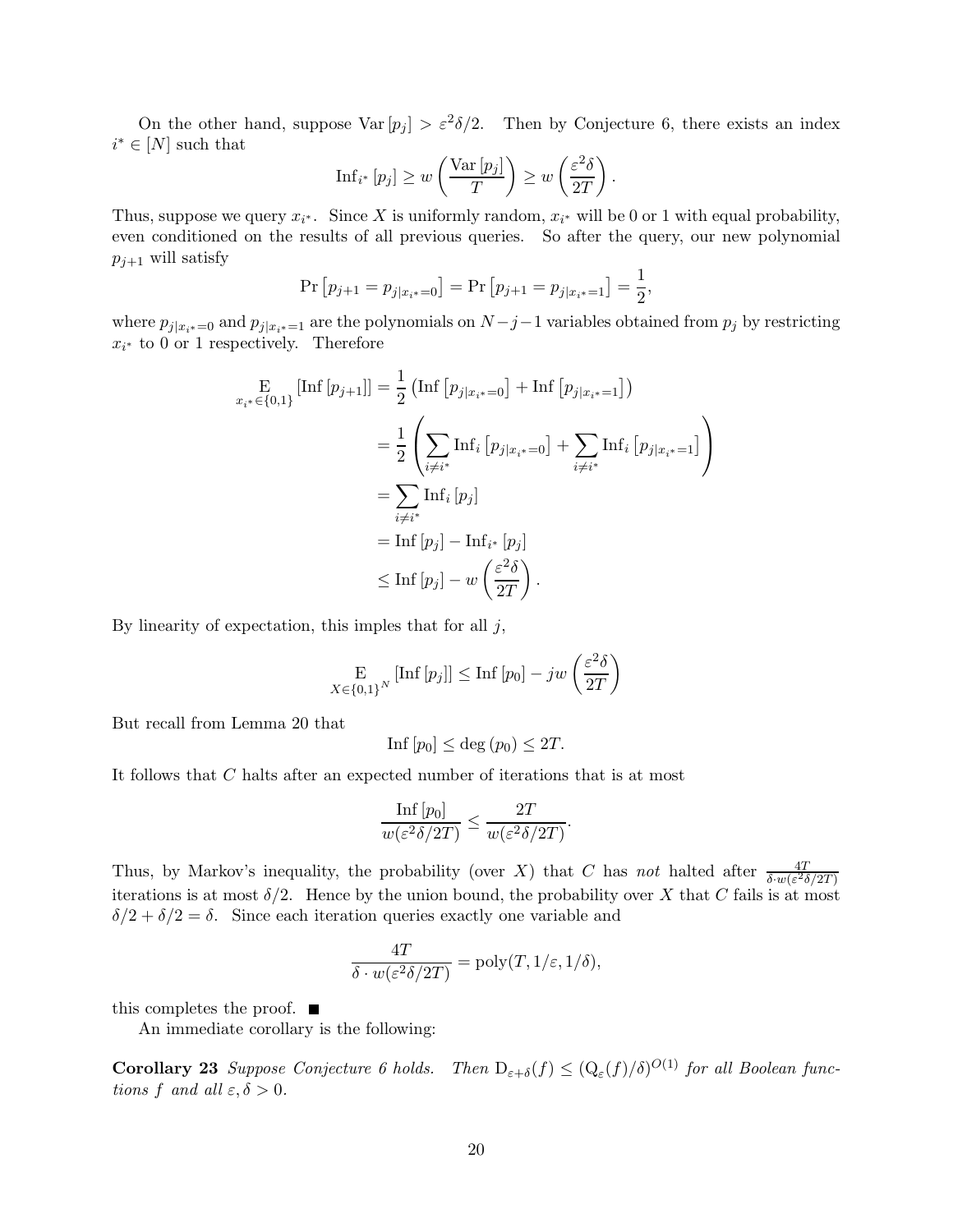On the other hand, suppose $\mathrm{Var}[p_j] > \varepsilon^2\delta/2$. Then by Conjecture 6, there exists an index $i^* \in [N]$ such that

$$\mathrm{Inf}_{i^*}[p_j] \geq w\left(\frac{\mathrm{Var}[p_j]}{T}\right) \geq w\left(\frac{\varepsilon^2\delta}{2T}\right).$$

Thus, suppose we query $x_{i^*}$. Since $X$ is uniformly random, $x_{i^*}$ will be 0 or 1 with equal probability, even conditioned on the results of all previous queries. So after the query, our new polynomial $p_{j+1}$ will satisfy

$$\Pr\left[p_{j+1} = p_{j|x_{i^*}=0}\right] = \Pr\left[p_{j+1} = p_{j|x_{i^*}=1}\right] = \frac{1}{2},$$

where $p_{j|x_{i^*}=0}$ and $p_{j|x_{i^*}=1}$ are the polynomials on $N-j-1$ variables obtained from $p_j$ by restricting $x_{i^*}$ to 0 or 1 respectively. Therefore

$$\begin{aligned}
\mathop{\mathrm{E}}_{x_{i^*}\in\{0,1\}}\left[\mathrm{Inf}[p_{j+1}]\right] &= \frac{1}{2}\left(\mathrm{Inf}\left[p_{j|x_{i^*}=0}\right] + \mathrm{Inf}\left[p_{j|x_{i^*}=1}\right]\right) \\
&= \frac{1}{2}\left(\sum_{i\neq i^*}\mathrm{Inf}_i\left[p_{j|x_{i^*}=0}\right] + \sum_{i\neq i^*}\mathrm{Inf}_i\left[p_{j|x_{i^*}=1}\right]\right) \\
&= \sum_{i\neq i^*}\mathrm{Inf}_i[p_j] \\
&= \mathrm{Inf}[p_j] - \mathrm{Inf}_{i^*}[p_j] \\
&\leq \mathrm{Inf}[p_j] - w\left(\frac{\varepsilon^2\delta}{2T}\right).
\end{aligned}$$

By linearity of expectation, this imples that for all $j$,

$$\mathop{\mathrm{E}}_{X\in\{0,1\}^N}\left[\mathrm{Inf}[p_j]\right] \leq \mathrm{Inf}[p_0] - jw\left(\frac{\varepsilon^2\delta}{2T}\right)$$

But recall from Lemma 20 that

$$\mathrm{Inf}[p_0] \leq \deg(p_0) \leq 2T.$$

It follows that $C$ halts after an expected number of iterations that is at most

$$\frac{\mathrm{Inf}[p_0]}{w(\varepsilon^2\delta/2T)} \leq \frac{2T}{w(\varepsilon^2\delta/2T)}.$$

Thus, by Markov's inequality, the probability (over $X$) that $C$ has *not* halted after $\frac{4T}{\delta\cdot w(\varepsilon^2\delta/2T)}$ iterations is at most $\delta/2$. Hence by the union bound, the probability over $X$ that $C$ fails is at most $\delta/2 + \delta/2 = \delta$. Since each iteration queries exactly one variable and

$$\frac{4T}{\delta\cdot w(\varepsilon^2\delta/2T)} = \mathrm{poly}(T, 1/\varepsilon, 1/\delta),$$

this completes the proof. ■

An immediate corollary is the following:

**Corollary 23** *Suppose Conjecture 6 holds. Then* $\mathrm{D}_{\varepsilon+\delta}(f) \leq (\mathrm{Q}_\varepsilon(f)/\delta)^{O(1)}$ *for all Boolean functions* $f$ *and all* $\varepsilon, \delta > 0$.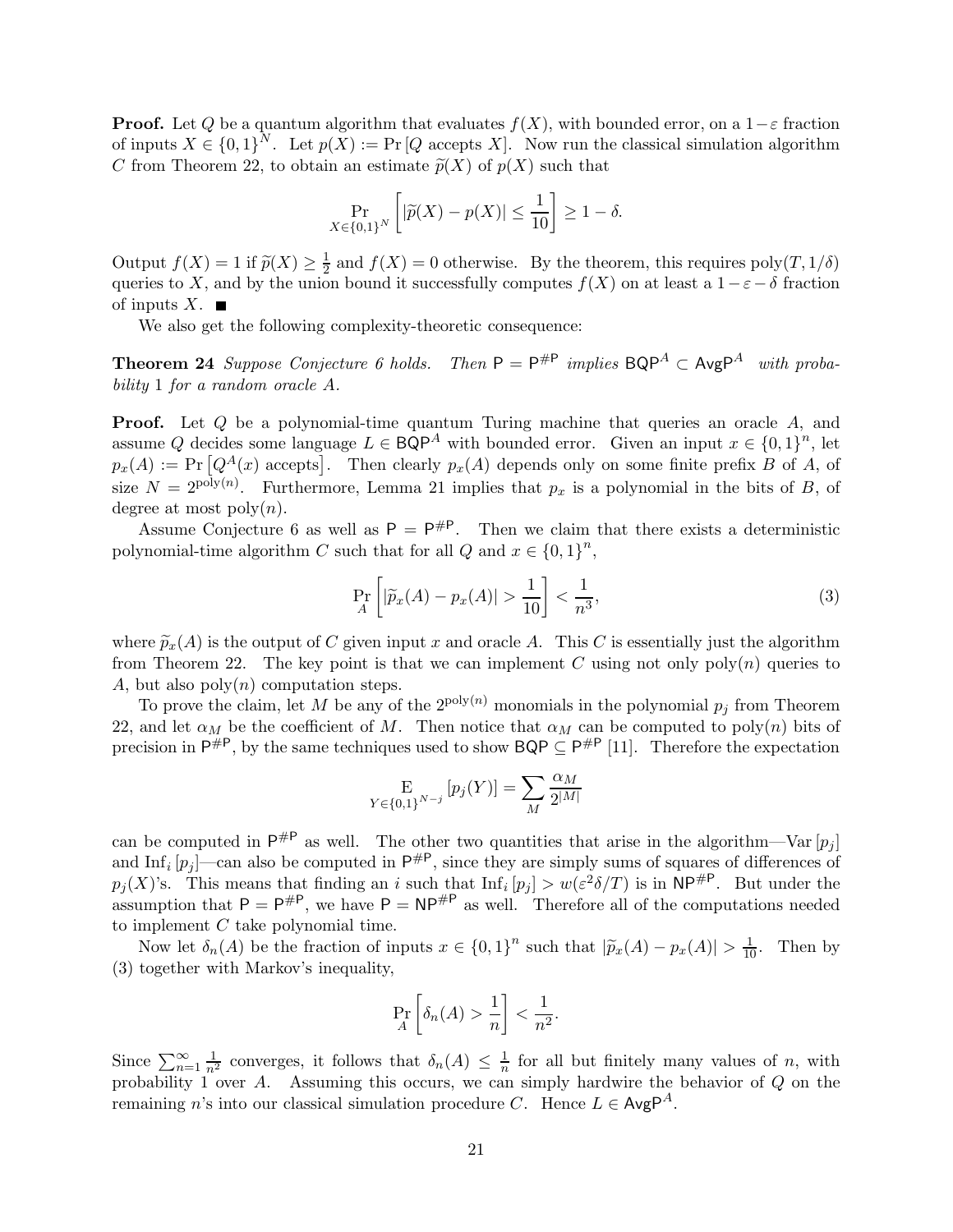**Proof.** Let $Q$ be a quantum algorithm that evaluates $f(X)$, with bounded error, on a $1-\varepsilon$ fraction of inputs $X \in \{0,1\}^N$. Let $p(X) := \Pr[Q \text{ accepts } X]$. Now run the classical simulation algorithm $C$ from Theorem 22, to obtain an estimate $\widetilde{p}(X)$ of $p(X)$ such that

$$\Pr_{X \in \{0,1\}^N}\left[|\widetilde{p}(X) - p(X)| \leq \frac{1}{10}\right] \geq 1 - \delta.$$

Output $f(X) = 1$ if $\widetilde{p}(X) \geq \frac{1}{2}$ and $f(X) = 0$ otherwise. By the theorem, this requires $\text{poly}(T, 1/\delta)$ queries to $X$, and by the union bound it successfully computes $f(X)$ on at least a $1 - \varepsilon - \delta$ fraction of inputs $X$. ■

We also get the following complexity-theoretic consequence:

**Theorem 24** *Suppose Conjecture 6 holds. Then* $\mathsf{P} = \mathsf{P}^{\#\mathsf{P}}$ *implies* $\mathsf{BQP}^A \subset \mathsf{AvgP}^A$ *with probability* 1 *for a random oracle* $A$.

**Proof.** Let $Q$ be a polynomial-time quantum Turing machine that queries an oracle $A$, and assume $Q$ decides some language $L \in \mathsf{BQP}^A$ with bounded error. Given an input $x \in \{0,1\}^n$, let $p_x(A) := \Pr\left[Q^A(x) \text{ accepts}\right]$. Then clearly $p_x(A)$ depends only on some finite prefix $B$ of $A$, of size $N = 2^{\text{poly}(n)}$. Furthermore, Lemma 21 implies that $p_x$ is a polynomial in the bits of $B$, of degree at most $\text{poly}(n)$.

Assume Conjecture 6 as well as $\mathsf{P} = \mathsf{P}^{\#\mathsf{P}}$. Then we claim that there exists a deterministic polynomial-time algorithm $C$ such that for all $Q$ and $x \in \{0,1\}^n$,

$$\Pr_A\left[|\widetilde{p}_x(A) - p_x(A)| > \frac{1}{10}\right] < \frac{1}{n^3}, \tag{3}$$

where $\widetilde{p}_x(A)$ is the output of $C$ given input $x$ and oracle $A$. This $C$ is essentially just the algorithm from Theorem 22. The key point is that we can implement $C$ using not only $\text{poly}(n)$ queries to $A$, but also $\text{poly}(n)$ computation steps.

To prove the claim, let $M$ be any of the $2^{\text{poly}(n)}$ monomials in the polynomial $p_j$ from Theorem 22, and let $\alpha_M$ be the coefficient of $M$. Then notice that $\alpha_M$ can be computed to $\text{poly}(n)$ bits of precision in $\mathsf{P}^{\#\mathsf{P}}$, by the same techniques used to show $\mathsf{BQP} \subseteq \mathsf{P}^{\#\mathsf{P}}$ [11]. Therefore the expectation

$$\operatorname*{E}_{Y \in \{0,1\}^{N-j}}[p_j(Y)] = \sum_M \frac{\alpha_M}{2^{|M|}}$$

can be computed in $\mathsf{P}^{\#\mathsf{P}}$ as well. The other two quantities that arise in the algorithm—$\text{Var}[p_j]$ and $\text{Inf}_i[p_j]$—can also be computed in $\mathsf{P}^{\#\mathsf{P}}$, since they are simply sums of squares of differences of $p_j(X)$'s. This means that finding an $i$ such that $\text{Inf}_i[p_j] > w(\varepsilon^2\delta/T)$ is in $\mathsf{NP}^{\#\mathsf{P}}$. But under the assumption that $\mathsf{P} = \mathsf{P}^{\#\mathsf{P}}$, we have $\mathsf{P} = \mathsf{NP}^{\#\mathsf{P}}$ as well. Therefore all of the computations needed to implement $C$ take polynomial time.

Now let $\delta_n(A)$ be the fraction of inputs $x \in \{0,1\}^n$ such that $|\widetilde{p}_x(A) - p_x(A)| > \frac{1}{10}$. Then by (3) together with Markov's inequality,

$$\Pr_A\left[\delta_n(A) > \frac{1}{n}\right] < \frac{1}{n^2}.$$

Since $\sum_{n=1}^{\infty} \frac{1}{n^2}$ converges, it follows that $\delta_n(A) \leq \frac{1}{n}$ for all but finitely many values of $n$, with probability 1 over $A$. Assuming this occurs, we can simply hardwire the behavior of $Q$ on the remaining $n$'s into our classical simulation procedure $C$. Hence $L \in \mathsf{AvgP}^A$.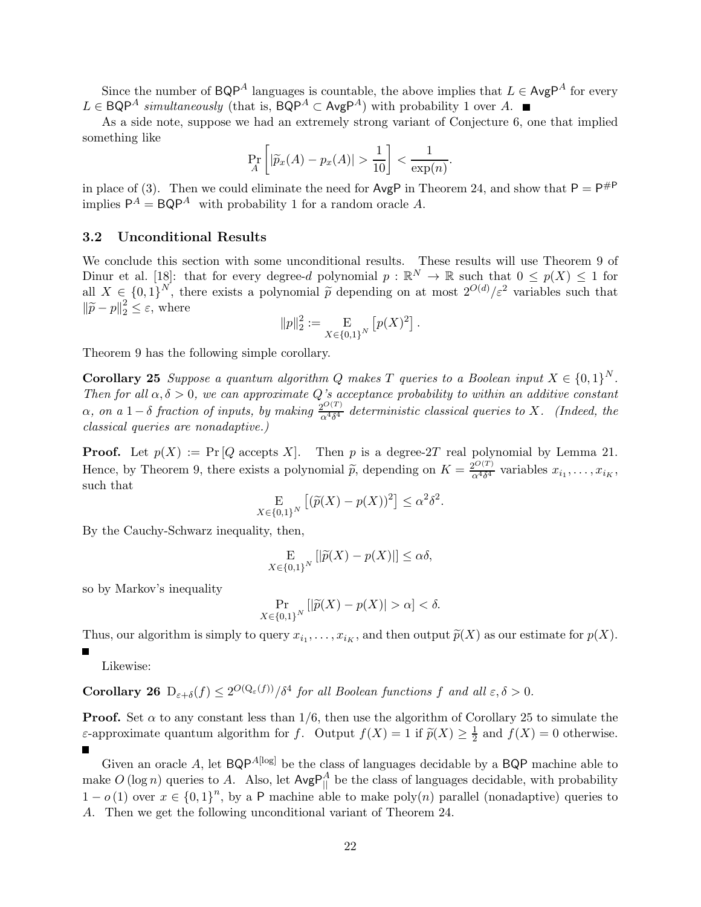Since the number of $\mathsf{BQP}^A$ languages is countable, the above implies that $L \in \mathsf{AvgP}^A$ for every $L \in \mathsf{BQP}^A$ *simultaneously* (that is, $\mathsf{BQP}^A \subset \mathsf{AvgP}^A$) with probability 1 over $A$. ■

As a side note, suppose we had an extremely strong variant of Conjecture 6, one that implied something like

$$\Pr_A \left[ |\widetilde{p}_x(A) - p_x(A)| > \frac{1}{10} \right] < \frac{1}{\exp(n)}.$$

in place of (3). Then we could eliminate the need for $\mathsf{AvgP}$ in Theorem 24, and show that $\mathsf{P} = \mathsf{P}^{\#\mathsf{P}}$ implies $\mathsf{P}^A = \mathsf{BQP}^A$ with probability 1 for a random oracle $A$.

### 3.2 Unconditional Results

We conclude this section with some unconditional results. These results will use Theorem 9 of Dinur et al. [18]: that for every degree-$d$ polynomial $p : \mathbb{R}^N \to \mathbb{R}$ such that $0 \leq p(X) \leq 1$ for all $X \in \{0,1\}^N$, there exists a polynomial $\widetilde{p}$ depending on at most $2^{O(d)}/\varepsilon^2$ variables such that $\|\widetilde{p} - p\|_2^2 \leq \varepsilon$, where

$$\|p\|_2^2 := \operatorname*{E}_{X \in \{0,1\}^N} \left[ p(X)^2 \right].$$

Theorem 9 has the following simple corollary.

**Corollary 25** *Suppose a quantum algorithm $Q$ makes $T$ queries to a Boolean input $X \in \{0,1\}^N$. Then for all $\alpha, \delta > 0$, we can approximate $Q$'s acceptance probability to within an additive constant $\alpha$, on a $1 - \delta$ fraction of inputs, by making $\frac{2^{O(T)}}{\alpha^4 \delta^4}$ deterministic classical queries to $X$. (Indeed, the classical queries are nonadaptive.)*

**Proof.** Let $p(X) := \Pr[Q \text{ accepts } X]$. Then $p$ is a degree-$2T$ real polynomial by Lemma 21. Hence, by Theorem 9, there exists a polynomial $\widetilde{p}$, depending on $K = \frac{2^{O(T)}}{\alpha^4 \delta^4}$ variables $x_{i_1}, \ldots, x_{i_K}$, such that

$$\operatorname*{E}_{X \in \{0,1\}^N} \left[ (\widetilde{p}(X) - p(X))^2 \right] \leq \alpha^2 \delta^2.$$

By the Cauchy-Schwarz inequality, then,

$$\operatorname*{E}_{X \in \{0,1\}^N} \left[ |\widetilde{p}(X) - p(X)| \right] \leq \alpha \delta,$$

so by Markov's inequality

$$\Pr_{X \in \{0,1\}^N} \left[ |\widetilde{p}(X) - p(X)| > \alpha \right] < \delta.$$

Thus, our algorithm is simply to query $x_{i_1}, \ldots, x_{i_K}$, and then output $\widetilde{p}(X)$ as our estimate for $p(X)$. ■

Likewise:

**Corollary 26** $\mathrm{D}_{\varepsilon+\delta}(f) \leq 2^{O(\mathrm{Q}_\varepsilon(f))}/\delta^4$ *for all Boolean functions $f$ and all $\varepsilon, \delta > 0$.*

**Proof.** Set $\alpha$ to any constant less than $1/6$, then use the algorithm of Corollary 25 to simulate the $\varepsilon$-approximate quantum algorithm for $f$. Output $f(X) = 1$ if $\widetilde{p}(X) \geq \frac{1}{2}$ and $f(X) = 0$ otherwise. ■

Given an oracle $A$, let $\mathsf{BQP}^{A[\log]}$ be the class of languages decidable by a $\mathsf{BQP}$ machine able to make $O(\log n)$ queries to $A$. Also, let $\mathsf{AvgP}_{||}^A$ be the class of languages decidable, with probability $1 - o(1)$ over $x \in \{0,1\}^n$, by a $\mathsf{P}$ machine able to make $\operatorname{poly}(n)$ parallel (nonadaptive) queries to $A$. Then we get the following unconditional variant of Theorem 24.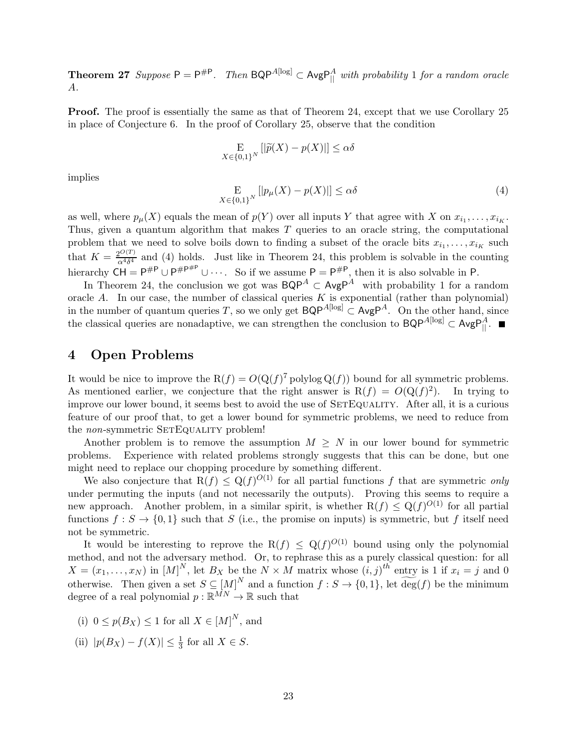**Theorem 27** *Suppose* $\mathsf{P} = \mathsf{P}^{\#\mathsf{P}}$. *Then* $\mathsf{BQP}^{A[\log]} \subset \mathsf{AvgP}_{||}^{A}$ *with probability* 1 *for a random oracle* $A$.

**Proof.** The proof is essentially the same as that of Theorem 24, except that we use Corollary 25 in place of Conjecture 6. In the proof of Corollary 25, observe that the condition

$$\operatorname*{E}_{X \in \{0,1\}^N} [|\widetilde{p}(X) - p(X)|] \leq \alpha\delta$$

implies

$$\operatorname*{E}_{X \in \{0,1\}^N} [|p_\mu(X) - p(X)|] \leq \alpha\delta \tag{4}$$

as well, where $p_\mu(X)$ equals the mean of $p(Y)$ over all inputs $Y$ that agree with $X$ on $x_{i_1}, \ldots, x_{i_K}$. Thus, given a quantum algorithm that makes $T$ queries to an oracle string, the computational problem that we need to solve boils down to finding a subset of the oracle bits $x_{i_1}, \ldots, x_{i_K}$ such that $K = \frac{2^{O(T)}}{\alpha^4 \delta^4}$ and (4) holds. Just like in Theorem 24, this problem is solvable in the counting hierarchy $\mathsf{CH} = \mathsf{P}^{\#\mathsf{P}} \cup \mathsf{P}^{\#\mathsf{P}^{\#\mathsf{P}}} \cup \cdots$. So if we assume $\mathsf{P} = \mathsf{P}^{\#\mathsf{P}}$, then it is also solvable in $\mathsf{P}$.

In Theorem 24, the conclusion we got was $\mathsf{BQP}^{A} \subset \mathsf{AvgP}^{A}$ with probability 1 for a random oracle $A$. In our case, the number of classical queries $K$ is exponential (rather than polynomial) in the number of quantum queries $T$, so we only get $\mathsf{BQP}^{A[\log]} \subset \mathsf{AvgP}^{A}$. On the other hand, since the classical queries are nonadaptive, we can strengthen the conclusion to $\mathsf{BQP}^{A[\log]} \subset \mathsf{AvgP}_{||}^{A}$. ∎

## 4 Open Problems

It would be nice to improve the $\mathrm{R}(f) = O(\mathrm{Q}(f)^7 \operatorname{polylog} \mathrm{Q}(f))$ bound for all symmetric problems. As mentioned earlier, we conjecture that the right answer is $\mathrm{R}(f) = O(\mathrm{Q}(f)^2)$. In trying to improve our lower bound, it seems best to avoid the use of SetEquality. After all, it is a curious feature of our proof that, to get a lower bound for symmetric problems, we need to reduce from the *non*-symmetric SetEquality problem!

Another problem is to remove the assumption $M \geq N$ in our lower bound for symmetric problems. Experience with related problems strongly suggests that this can be done, but one might need to replace our chopping procedure by something different.

We also conjecture that $\mathrm{R}(f) \leq \mathrm{Q}(f)^{O(1)}$ for all partial functions $f$ that are symmetric *only* under permuting the inputs (and not necessarily the outputs). Proving this seems to require a new approach. Another problem, in a similar spirit, is whether $\mathrm{R}(f) \leq \mathrm{Q}(f)^{O(1)}$ for all partial functions $f : S \to \{0,1\}$ such that $S$ (i.e., the promise on inputs) is symmetric, but $f$ itself need not be symmetric.

It would be interesting to reprove the $\mathrm{R}(f) \leq \mathrm{Q}(f)^{O(1)}$ bound using only the polynomial method, and not the adversary method. Or, to rephrase this as a purely classical question: for all $X = (x_1, \ldots, x_N)$ in $[M]^N$, let $B_X$ be the $N \times M$ matrix whose $(i,j)^{th}$ entry is 1 if $x_i = j$ and 0 otherwise. Then given a set $S \subseteq [M]^N$ and a function $f : S \to \{0,1\}$, let $\widetilde{\deg}(f)$ be the minimum degree of a real polynomial $p : \mathbb{R}^{MN} \to \mathbb{R}$ such that

(i) $0 \leq p(B_X) \leq 1$ for all $X \in [M]^N$, and

(ii) $|p(B_X) - f(X)| \leq \frac{1}{3}$ for all $X \in S$.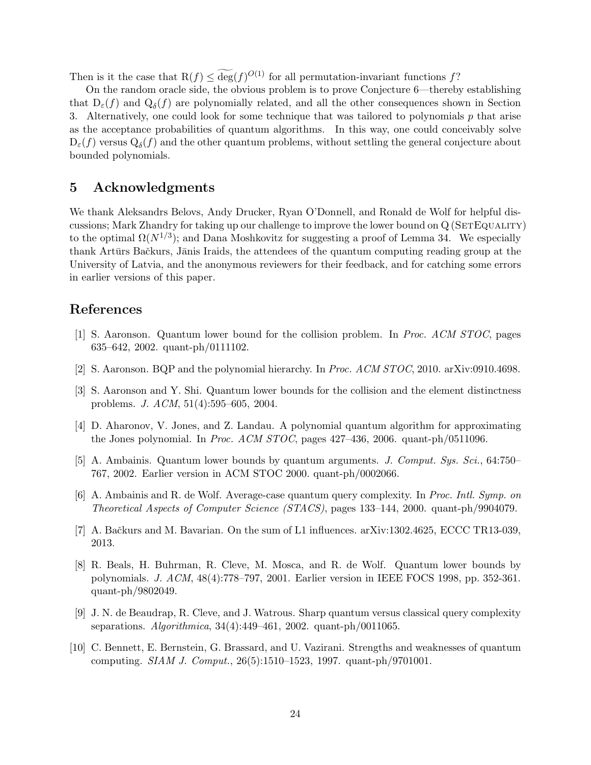Then is it the case that $\mathrm{R}(f) \leq \widetilde{\deg}(f)^{O(1)}$ for all permutation-invariant functions $f$?

On the random oracle side, the obvious problem is to prove Conjecture 6—thereby establishing that $\mathrm{D}_\varepsilon(f)$ and $\mathrm{Q}_\delta(f)$ are polynomially related, and all the other consequences shown in Section 3. Alternatively, one could look for some technique that was tailored to polynomials $p$ that arise as the acceptance probabilities of quantum algorithms. In this way, one could conceivably solve $\mathrm{D}_\varepsilon(f)$ versus $\mathrm{Q}_\delta(f)$ and the other quantum problems, without settling the general conjecture about bounded polynomials.

## 5 Acknowledgments

We thank Aleksandrs Belovs, Andy Drucker, Ryan O'Donnell, and Ronald de Wolf for helpful discussions; Mark Zhandry for taking up our challenge to improve the lower bound on Q (SetEquality) to the optimal $\Omega(N^{1/3})$; and Dana Moshkovitz for suggesting a proof of Lemma 34. We especially thank Artūrs Bačkurs, Jānis Iraids, the attendees of the quantum computing reading group at the University of Latvia, and the anonymous reviewers for their feedback, and for catching some errors in earlier versions of this paper.

## References

[1] S. Aaronson. Quantum lower bound for the collision problem. In *Proc. ACM STOC*, pages 635–642, 2002. quant-ph/0111102.

[2] S. Aaronson. BQP and the polynomial hierarchy. In *Proc. ACM STOC*, 2010. arXiv:0910.4698.

[3] S. Aaronson and Y. Shi. Quantum lower bounds for the collision and the element distinctness problems. *J. ACM*, 51(4):595–605, 2004.

[4] D. Aharonov, V. Jones, and Z. Landau. A polynomial quantum algorithm for approximating the Jones polynomial. In *Proc. ACM STOC*, pages 427–436, 2006. quant-ph/0511096.

[5] A. Ambainis. Quantum lower bounds by quantum arguments. *J. Comput. Sys. Sci.*, 64:750–767, 2002. Earlier version in ACM STOC 2000. quant-ph/0002066.

[6] A. Ambainis and R. de Wolf. Average-case quantum query complexity. In *Proc. Intl. Symp. on Theoretical Aspects of Computer Science (STACS)*, pages 133–144, 2000. quant-ph/9904079.

[7] A. Bačkurs and M. Bavarian. On the sum of L1 influences. arXiv:1302.4625, ECCC TR13-039, 2013.

[8] R. Beals, H. Buhrman, R. Cleve, M. Mosca, and R. de Wolf. Quantum lower bounds by polynomials. *J. ACM*, 48(4):778–797, 2001. Earlier version in IEEE FOCS 1998, pp. 352-361. quant-ph/9802049.

[9] J. N. de Beaudrap, R. Cleve, and J. Watrous. Sharp quantum versus classical query complexity separations. *Algorithmica*, 34(4):449–461, 2002. quant-ph/0011065.

[10] C. Bennett, E. Bernstein, G. Brassard, and U. Vazirani. Strengths and weaknesses of quantum computing. *SIAM J. Comput.*, 26(5):1510–1523, 1997. quant-ph/9701001.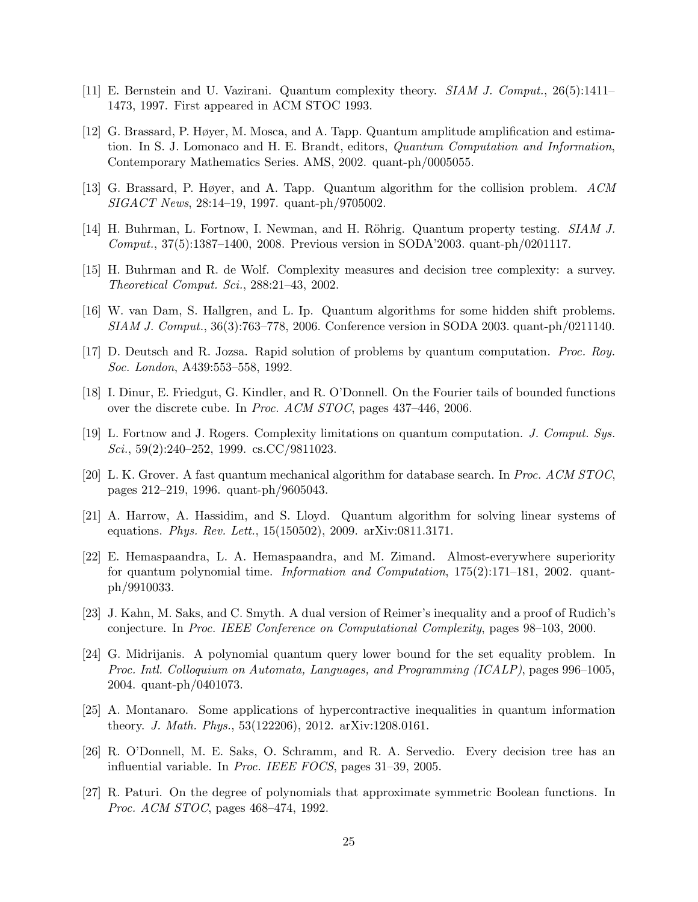[11] E. Bernstein and U. Vazirani. Quantum complexity theory. *SIAM J. Comput.*, 26(5):1411–1473, 1997. First appeared in ACM STOC 1993.

[12] G. Brassard, P. Høyer, M. Mosca, and A. Tapp. Quantum amplitude amplification and estimation. In S. J. Lomonaco and H. E. Brandt, editors, *Quantum Computation and Information*, Contemporary Mathematics Series. AMS, 2002. quant-ph/0005055.

[13] G. Brassard, P. Høyer, and A. Tapp. Quantum algorithm for the collision problem. *ACM SIGACT News*, 28:14–19, 1997. quant-ph/9705002.

[14] H. Buhrman, L. Fortnow, I. Newman, and H. Röhrig. Quantum property testing. *SIAM J. Comput.*, 37(5):1387–1400, 2008. Previous version in SODA'2003. quant-ph/0201117.

[15] H. Buhrman and R. de Wolf. Complexity measures and decision tree complexity: a survey. *Theoretical Comput. Sci.*, 288:21–43, 2002.

[16] W. van Dam, S. Hallgren, and L. Ip. Quantum algorithms for some hidden shift problems. *SIAM J. Comput.*, 36(3):763–778, 2006. Conference version in SODA 2003. quant-ph/0211140.

[17] D. Deutsch and R. Jozsa. Rapid solution of problems by quantum computation. *Proc. Roy. Soc. London*, A439:553–558, 1992.

[18] I. Dinur, E. Friedgut, G. Kindler, and R. O'Donnell. On the Fourier tails of bounded functions over the discrete cube. In *Proc. ACM STOC*, pages 437–446, 2006.

[19] L. Fortnow and J. Rogers. Complexity limitations on quantum computation. *J. Comput. Sys. Sci.*, 59(2):240–252, 1999. cs.CC/9811023.

[20] L. K. Grover. A fast quantum mechanical algorithm for database search. In *Proc. ACM STOC*, pages 212–219, 1996. quant-ph/9605043.

[21] A. Harrow, A. Hassidim, and S. Lloyd. Quantum algorithm for solving linear systems of equations. *Phys. Rev. Lett.*, 15(150502), 2009. arXiv:0811.3171.

[22] E. Hemaspaandra, L. A. Hemaspaandra, and M. Zimand. Almost-everywhere superiority for quantum polynomial time. *Information and Computation*, 175(2):171–181, 2002. quant-ph/9910033.

[23] J. Kahn, M. Saks, and C. Smyth. A dual version of Reimer's inequality and a proof of Rudich's conjecture. In *Proc. IEEE Conference on Computational Complexity*, pages 98–103, 2000.

[24] G. Midrijanis. A polynomial quantum query lower bound for the set equality problem. In *Proc. Intl. Colloquium on Automata, Languages, and Programming (ICALP)*, pages 996–1005, 2004. quant-ph/0401073.

[25] A. Montanaro. Some applications of hypercontractive inequalities in quantum information theory. *J. Math. Phys.*, 53(122206), 2012. arXiv:1208.0161.

[26] R. O'Donnell, M. E. Saks, O. Schramm, and R. A. Servedio. Every decision tree has an influential variable. In *Proc. IEEE FOCS*, pages 31–39, 2005.

[27] R. Paturi. On the degree of polynomials that approximate symmetric Boolean functions. In *Proc. ACM STOC*, pages 468–474, 1992.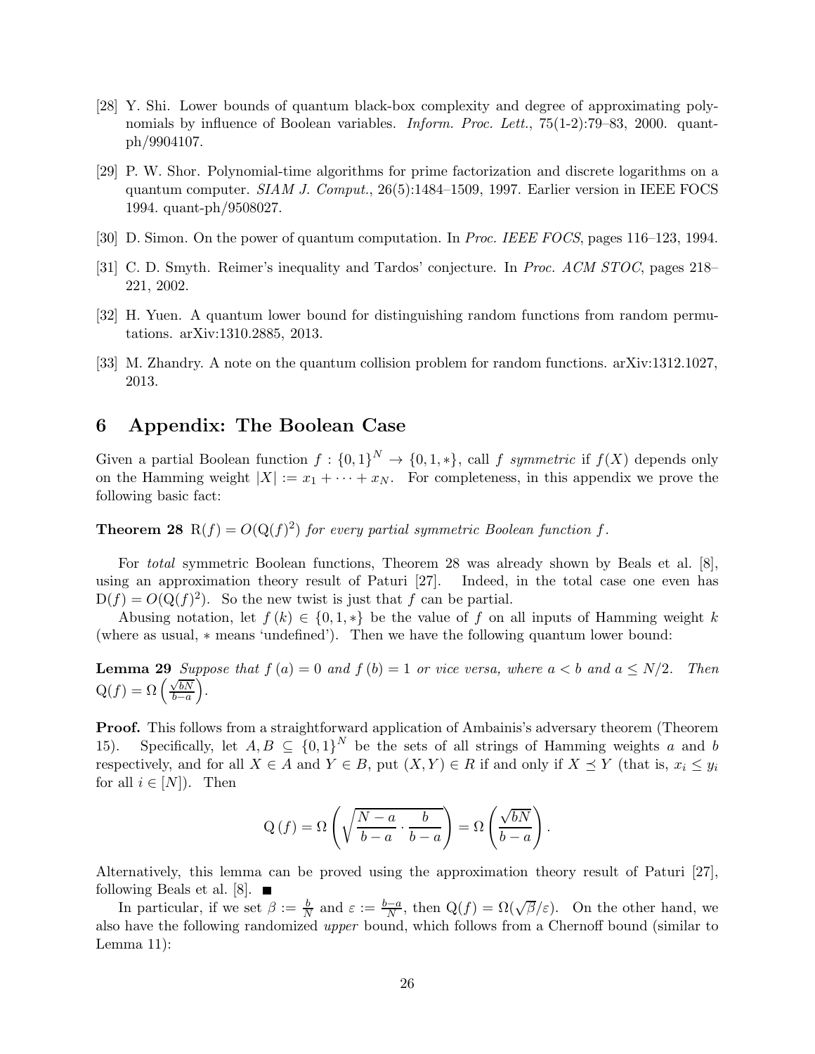[28] Y. Shi. Lower bounds of quantum black-box complexity and degree of approximating polynomials by influence of Boolean variables. *Inform. Proc. Lett.*, 75(1-2):79–83, 2000. quant-ph/9904107.

[29] P. W. Shor. Polynomial-time algorithms for prime factorization and discrete logarithms on a quantum computer. *SIAM J. Comput.*, 26(5):1484–1509, 1997. Earlier version in IEEE FOCS 1994. quant-ph/9508027.

[30] D. Simon. On the power of quantum computation. In *Proc. IEEE FOCS*, pages 116–123, 1994.

[31] C. D. Smyth. Reimer's inequality and Tardos' conjecture. In *Proc. ACM STOC*, pages 218–221, 2002.

[32] H. Yuen. A quantum lower bound for distinguishing random functions from random permutations. arXiv:1310.2885, 2013.

[33] M. Zhandry. A note on the quantum collision problem for random functions. arXiv:1312.1027, 2013.

# 6 Appendix: The Boolean Case

Given a partial Boolean function $f : \{0,1\}^N \to \{0,1,*\}$, call $f$ *symmetric* if $f(X)$ depends only on the Hamming weight $|X| := x_1 + \cdots + x_N$. For completeness, in this appendix we prove the following basic fact:

**Theorem 28** *$\mathrm{R}(f) = O(\mathrm{Q}(f)^2)$ for every partial symmetric Boolean function $f$.*

For *total* symmetric Boolean functions, Theorem 28 was already shown by Beals et al. [8], using an approximation theory result of Paturi [27]. Indeed, in the total case one even has $\mathrm{D}(f) = O(\mathrm{Q}(f)^2)$. So the new twist is just that $f$ can be partial.

Abusing notation, let $f(k) \in \{0,1,*\}$ be the value of $f$ on all inputs of Hamming weight $k$ (where as usual, $*$ means 'undefined'). Then we have the following quantum lower bound:

**Lemma 29** *Suppose that $f(a) = 0$ and $f(b) = 1$ or vice versa, where $a < b$ and $a \leq N/2$. Then $\mathrm{Q}(f) = \Omega\left(\frac{\sqrt{bN}}{b-a}\right)$.*

**Proof.** This follows from a straightforward application of Ambainis's adversary theorem (Theorem 15). Specifically, let $A, B \subseteq \{0,1\}^N$ be the sets of all strings of Hamming weights $a$ and $b$ respectively, and for all $X \in A$ and $Y \in B$, put $(X,Y) \in R$ if and only if $X \preceq Y$ (that is, $x_i \leq y_i$ for all $i \in [N]$). Then

$$\mathrm{Q}(f) = \Omega\left(\sqrt{\frac{N-a}{b-a} \cdot \frac{b}{b-a}}\right) = \Omega\left(\frac{\sqrt{bN}}{b-a}\right).$$

Alternatively, this lemma can be proved using the approximation theory result of Paturi [27], following Beals et al. [8]. ■

In particular, if we set $\beta := \frac{b}{N}$ and $\varepsilon := \frac{b-a}{N}$, then $\mathrm{Q}(f) = \Omega(\sqrt{\beta}/\varepsilon)$. On the other hand, we also have the following randomized *upper* bound, which follows from a Chernoff bound (similar to Lemma 11):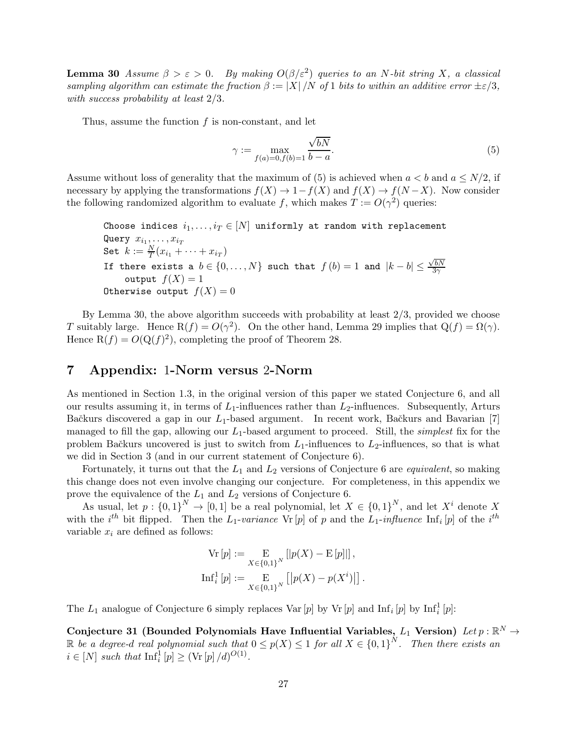**Lemma 30** *Assume $\beta > \varepsilon > 0$. By making $O(\beta/\varepsilon^2)$ queries to an $N$-bit string $X$, a classical sampling algorithm can estimate the fraction $\beta := |X|/N$ of 1 bits to within an additive error $\pm\varepsilon/3$, with success probability at least $2/3$.*

Thus, assume the function $f$ is non-constant, and let

$$\gamma := \max_{f(a)=0, f(b)=1} \frac{\sqrt{bN}}{b-a}. \tag{5}$$

Assume without loss of generality that the maximum of (5) is achieved when $a < b$ and $a \leq N/2$, if necessary by applying the transformations $f(X) \to 1 - f(X)$ and $f(X) \to f(N - X)$. Now consider the following randomized algorithm to evaluate $f$, which makes $T := O(\gamma^2)$ queries:

> Choose indices $i_1, \ldots, i_T \in [N]$ uniformly at random with replacement
> Query $x_{i_1}, \ldots, x_{i_T}$
> Set $k := \frac{N}{T}(x_{i_1} + \cdots + x_{i_T})$
> If there exists a $b \in \{0, \ldots, N\}$ such that $f(b) = 1$ and $|k - b| \leq \frac{\sqrt{bN}}{3\gamma}$
>     output $f(X) = 1$
> Otherwise output $f(X) = 0$

By Lemma 30, the above algorithm succeeds with probability at least $2/3$, provided we choose $T$ suitably large. Hence $\mathrm{R}(f) = O(\gamma^2)$. On the other hand, Lemma 29 implies that $\mathrm{Q}(f) = \Omega(\gamma)$. Hence $\mathrm{R}(f) = O(\mathrm{Q}(f)^2)$, completing the proof of Theorem 28.

# 7 Appendix: 1-Norm versus 2-Norm

As mentioned in Section 1.3, in the original version of this paper we stated Conjecture 6, and all our results assuming it, in terms of $L_1$-influences rather than $L_2$-influences. Subsequently, Arturs Bačkurs discovered a gap in our $L_1$-based argument. In recent work, Bačkurs and Bavarian [7] managed to fill the gap, allowing our $L_1$-based argument to proceed. Still, the *simplest* fix for the problem Bačkurs uncovered is just to switch from $L_1$-influences to $L_2$-influences, so that is what we did in Section 3 (and in our current statement of Conjecture 6).

Fortunately, it turns out that the $L_1$ and $L_2$ versions of Conjecture 6 are *equivalent*, so making this change does not even involve changing our conjecture. For completeness, in this appendix we prove the equivalence of the $L_1$ and $L_2$ versions of Conjecture 6.

As usual, let $p : \{0,1\}^N \to [0,1]$ be a real polynomial, let $X \in \{0,1\}^N$, and let $X^i$ denote $X$ with the $i^{th}$ bit flipped. Then the $L_1$-*variance* $\mathrm{Vr}[p]$ of $p$ and the $L_1$-*influence* $\mathrm{Inf}_i[p]$ of the $i^{th}$ variable $x_i$ are defined as follows:

$$\mathrm{Vr}[p] := \mathop{\mathrm{E}}_{X \in \{0,1\}^N}[|p(X) - \mathrm{E}[p]|],$$
$$\mathrm{Inf}_i^1[p] := \mathop{\mathrm{E}}_{X \in \{0,1\}^N}\left[\left|p(X) - p(X^i)\right|\right].$$

The $L_1$ analogue of Conjecture 6 simply replaces $\mathrm{Var}[p]$ by $\mathrm{Vr}[p]$ and $\mathrm{Inf}_i[p]$ by $\mathrm{Inf}_i^1[p]$:

**Conjecture 31 (Bounded Polynomials Have Influential Variables, $L_1$ Version)** *Let $p : \mathbb{R}^N \to \mathbb{R}$ be a degree-$d$ real polynomial such that $0 \leq p(X) \leq 1$ for all $X \in \{0,1\}^N$. Then there exists an $i \in [N]$ such that $\mathrm{Inf}_i^1[p] \geq (\mathrm{Vr}[p]/d)^{O(1)}$.*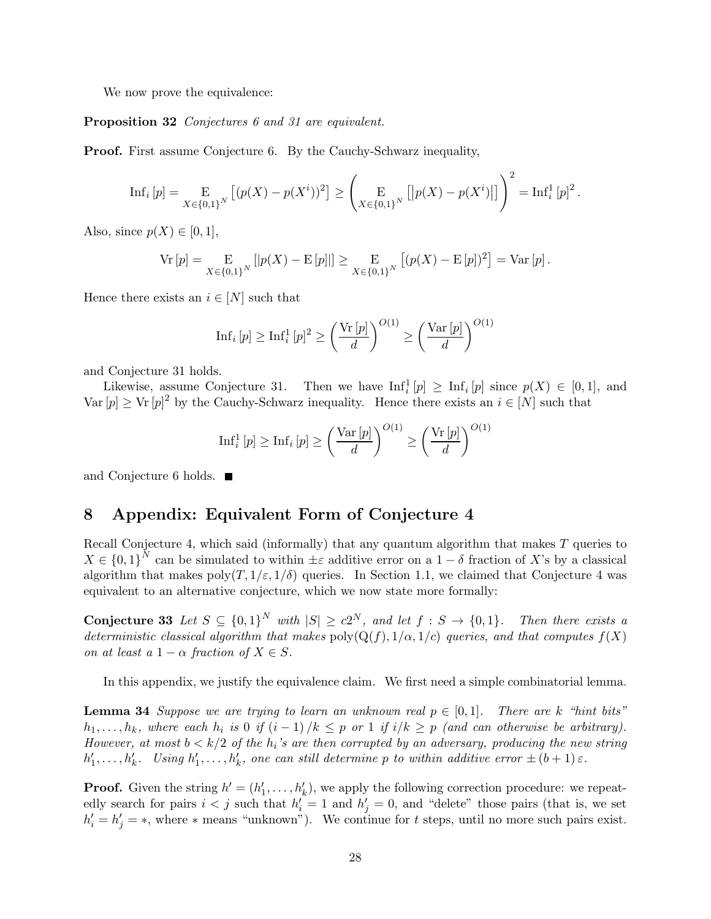We now prove the equivalence:

**Proposition 32** *Conjectures 6 and 31 are equivalent.*

**Proof.** First assume Conjecture 6. By the Cauchy-Schwarz inequality,

$$\mathrm{Inf}_i [p] = \mathop{\mathrm{E}}_{X \in \{0,1\}^N} \left[ (p(X) - p(X^i))^2 \right] \geq \left( \mathop{\mathrm{E}}_{X \in \{0,1\}^N} \left[ \left| p(X) - p(X^i) \right| \right] \right)^2 = \mathrm{Inf}_i^1 [p]^2 .$$

Also, since $p(X) \in [0,1]$,

$$\mathrm{Vr}[p] = \mathop{\mathrm{E}}_{X \in \{0,1\}^N} \left[ |p(X) - \mathrm{E}[p]| \right] \geq \mathop{\mathrm{E}}_{X \in \{0,1\}^N} \left[ (p(X) - \mathrm{E}[p])^2 \right] = \mathrm{Var}[p] .$$

Hence there exists an $i \in [N]$ such that

$$\mathrm{Inf}_i [p] \geq \mathrm{Inf}_i^1 [p]^2 \geq \left( \frac{\mathrm{Vr}[p]}{d} \right)^{O(1)} \geq \left( \frac{\mathrm{Var}[p]}{d} \right)^{O(1)}$$

and Conjecture 31 holds.

Likewise, assume Conjecture 31. Then we have $\mathrm{Inf}_i^1 [p] \geq \mathrm{Inf}_i [p]$ since $p(X) \in [0,1]$, and $\mathrm{Var}[p] \geq \mathrm{Vr}[p]^2$ by the Cauchy-Schwarz inequality. Hence there exists an $i \in [N]$ such that

$$\mathrm{Inf}_i^1 [p] \geq \mathrm{Inf}_i [p] \geq \left( \frac{\mathrm{Var}[p]}{d} \right)^{O(1)} \geq \left( \frac{\mathrm{Vr}[p]}{d} \right)^{O(1)}$$

and Conjecture 6 holds. ■

# 8 Appendix: Equivalent Form of Conjecture 4

Recall Conjecture 4, which said (informally) that any quantum algorithm that makes $T$ queries to $X \in \{0,1\}^N$ can be simulated to within $\pm\varepsilon$ additive error on a $1 - \delta$ fraction of $X$'s by a classical algorithm that makes $\mathrm{poly}(T, 1/\varepsilon, 1/\delta)$ queries. In Section 1.1, we claimed that Conjecture 4 was equivalent to an alternative conjecture, which we now state more formally:

**Conjecture 33** *Let $S \subseteq \{0,1\}^N$ with $|S| \geq c2^N$, and let $f : S \to \{0,1\}$. Then there exists a deterministic classical algorithm that makes $\mathrm{poly}(\mathrm{Q}(f), 1/\alpha, 1/c)$ queries, and that computes $f(X)$ on at least a $1 - \alpha$ fraction of $X \in S$.*

In this appendix, we justify the equivalence claim. We first need a simple combinatorial lemma.

**Lemma 34** *Suppose we are trying to learn an unknown real $p \in [0,1]$. There are $k$ "hint bits" $h_1, \ldots, h_k$, where each $h_i$ is 0 if $(i-1)/k \leq p$ or 1 if $i/k \geq p$ (and can otherwise be arbitrary). However, at most $b < k/2$ of the $h_i$'s are then corrupted by an adversary, producing the new string $h'_1, \ldots, h'_k$. Using $h'_1, \ldots, h'_k$, one can still determine $p$ to within additive error $\pm(b+1)\varepsilon$.*

**Proof.** Given the string $h' = (h'_1, \ldots, h'_k)$, we apply the following correction procedure: we repeatedly search for pairs $i < j$ such that $h'_i = 1$ and $h'_j = 0$, and "delete" those pairs (that is, we set $h'_i = h'_j = *$, where $*$ means "unknown"). We continue for $t$ steps, until no more such pairs exist.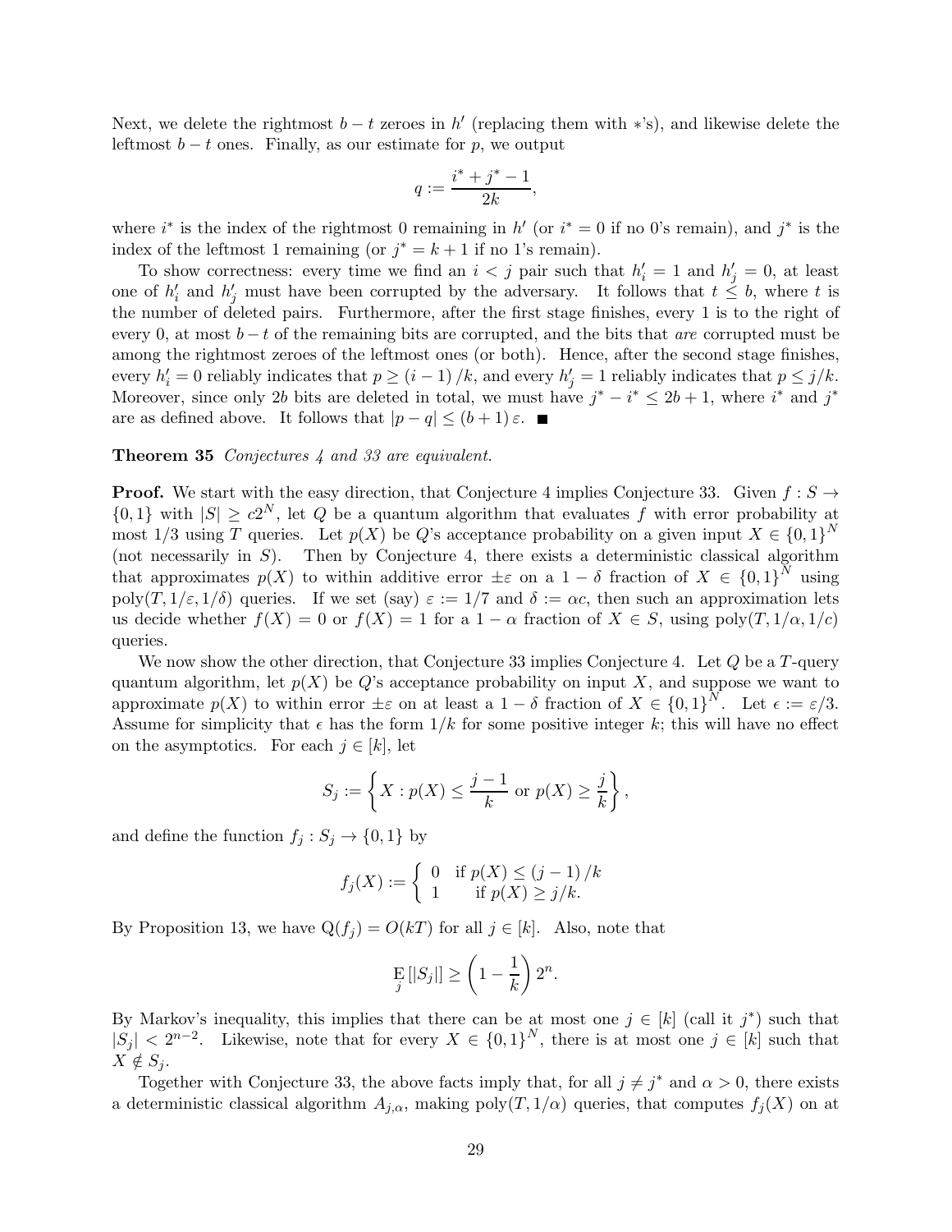Next, we delete the rightmost $b-t$ zeroes in $h'$ (replacing them with $*$'s), and likewise delete the leftmost $b-t$ ones. Finally, as our estimate for $p$, we output

$$q := \frac{i^* + j^* - 1}{2k},$$

where $i^*$ is the index of the rightmost 0 remaining in $h'$ (or $i^* = 0$ if no 0's remain), and $j^*$ is the index of the leftmost 1 remaining (or $j^* = k+1$ if no 1's remain).

To show correctness: every time we find an $i < j$ pair such that $h'_i = 1$ and $h'_j = 0$, at least one of $h'_i$ and $h'_j$ must have been corrupted by the adversary. It follows that $t \leq b$, where $t$ is the number of deleted pairs. Furthermore, after the first stage finishes, every 1 is to the right of every 0, at most $b-t$ of the remaining bits are corrupted, and the bits that *are* corrupted must be among the rightmost zeroes of the leftmost ones (or both). Hence, after the second stage finishes, every $h'_i = 0$ reliably indicates that $p \geq (i-1)/k$, and every $h'_j = 1$ reliably indicates that $p \leq j/k$. Moreover, since only $2b$ bits are deleted in total, we must have $j^* - i^* \leq 2b+1$, where $i^*$ and $j^*$ are as defined above. It follows that $|p - q| \leq (b+1)\varepsilon$. ■

**Theorem 35** *Conjectures 4 and 33 are equivalent.*

**Proof.** We start with the easy direction, that Conjecture 4 implies Conjecture 33. Given $f : S \to \{0,1\}$ with $|S| \geq c2^N$, let $Q$ be a quantum algorithm that evaluates $f$ with error probability at most $1/3$ using $T$ queries. Let $p(X)$ be $Q$'s acceptance probability on a given input $X \in \{0,1\}^N$ (not necessarily in $S$). Then by Conjecture 4, there exists a deterministic classical algorithm that approximates $p(X)$ to within additive error $\pm\varepsilon$ on a $1-\delta$ fraction of $X \in \{0,1\}^N$ using $\operatorname{poly}(T, 1/\varepsilon, 1/\delta)$ queries. If we set (say) $\varepsilon := 1/7$ and $\delta := \alpha c$, then such an approximation lets us decide whether $f(X) = 0$ or $f(X) = 1$ for a $1-\alpha$ fraction of $X \in S$, using $\operatorname{poly}(T, 1/\alpha, 1/c)$ queries.

We now show the other direction, that Conjecture 33 implies Conjecture 4. Let $Q$ be a $T$-query quantum algorithm, let $p(X)$ be $Q$'s acceptance probability on input $X$, and suppose we want to approximate $p(X)$ to within error $\pm\varepsilon$ on at least a $1-\delta$ fraction of $X \in \{0,1\}^N$. Let $\epsilon := \varepsilon/3$. Assume for simplicity that $\epsilon$ has the form $1/k$ for some positive integer $k$; this will have no effect on the asymptotics. For each $j \in [k]$, let

$$S_j := \left\{ X : p(X) \leq \frac{j-1}{k} \text{ or } p(X) \geq \frac{j}{k} \right\},$$

and define the function $f_j : S_j \to \{0,1\}$ by

$$f_j(X) := \begin{cases} 0 & \text{if } p(X) \leq (j-1)/k \\ 1 & \text{if } p(X) \geq j/k. \end{cases}$$

By Proposition 13, we have $\mathrm{Q}(f_j) = O(kT)$ for all $j \in [k]$. Also, note that

$$\operatorname*{E}_j\left[|S_j|\right] \geq \left(1 - \frac{1}{k}\right) 2^n.$$

By Markov's inequality, this implies that there can be at most one $j \in [k]$ (call it $j^*$) such that $|S_j| < 2^{n-2}$. Likewise, note that for every $X \in \{0,1\}^N$, there is at most one $j \in [k]$ such that $X \notin S_j$.

Together with Conjecture 33, the above facts imply that, for all $j \neq j^*$ and $\alpha > 0$, there exists a deterministic classical algorithm $A_{j,\alpha}$, making $\operatorname{poly}(T, 1/\alpha)$ queries, that computes $f_j(X)$ on at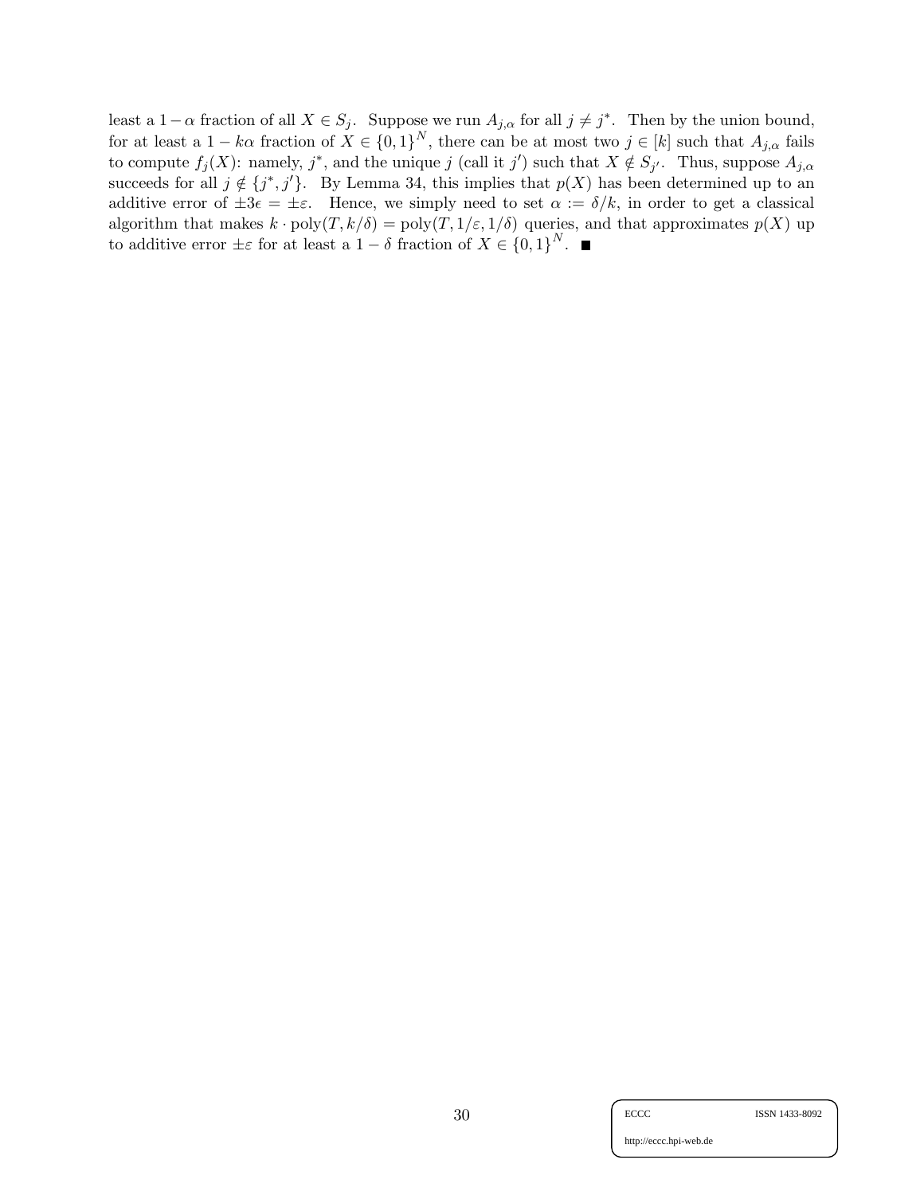least a $1-\alpha$ fraction of all $X \in S_j$. Suppose we run $A_{j,\alpha}$ for all $j \neq j^*$. Then by the union bound, for at least a $1-k\alpha$ fraction of $X \in \{0,1\}^N$, there can be at most two $j \in [k]$ such that $A_{j,\alpha}$ fails to compute $f_j(X)$: namely, $j^*$, and the unique $j$ (call it $j'$) such that $X \notin S_{j'}$. Thus, suppose $A_{j,\alpha}$ succeeds for all $j \notin \{j^*, j'\}$. By Lemma 34, this implies that $p(X)$ has been determined up to an additive error of $\pm 3\epsilon = \pm\varepsilon$. Hence, we simply need to set $\alpha := \delta/k$, in order to get a classical algorithm that makes $k \cdot \text{poly}(T, k/\delta) = \text{poly}(T, 1/\varepsilon, 1/\delta)$ queries, and that approximates $p(X)$ up to additive error $\pm\varepsilon$ for at least a $1-\delta$ fraction of $X \in \{0,1\}^N$. ■

ECCC ISSN 1433-8092

http://eccc.hpi-web.de